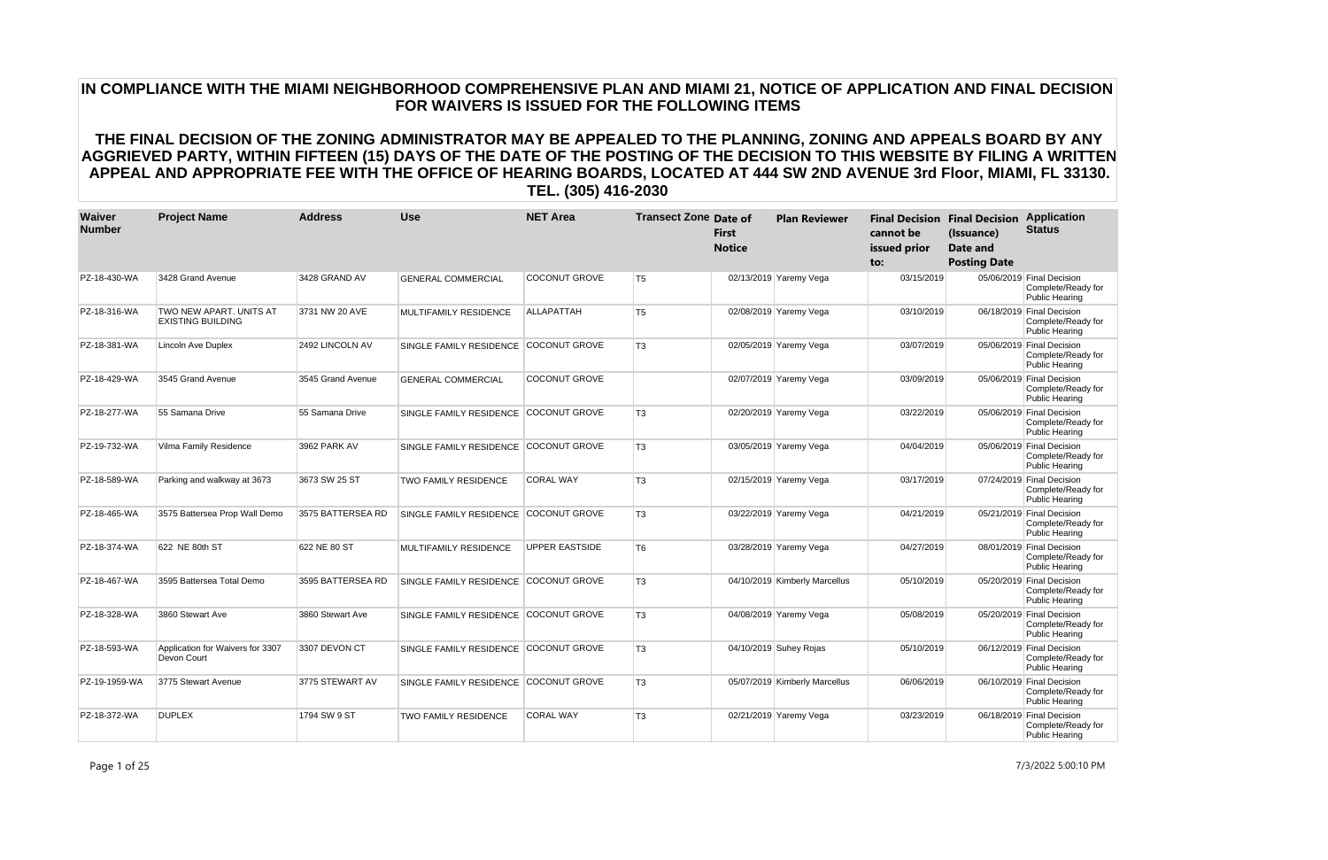# IN COMPLIANCE WITH THE MIAMI NEIGHBORHOOD COMPREHENSIVE PLAN AND MIAMI 21, NOTICE OF APPLICATION AND FINAL DECISION FOR WAIVERS IS ISSUED FOR THE FOLLOWING ITEMS

## THE FINAL DECISION OF THE ZONING ADMINISTRATOR MAY BE APPEALED TO THE PLANNING, ZONING AND APPEALS BOARD BY ANY AGGRIEVED PARTY, WITHIN FIFTEEN (15) DAYS OF THE DATE OF THE POSTING OF THE DECISION TO THIS WEBSITE BY FILING A WRITTEN APPEAL AND APPROPRIATE FEE WITH THE OFFICE OF HEARING BOARDS, LOCATED AT 444 SW 2ND AVENUE 3rd Floor, MIAMI, FL 33130. TEL. (305) 416-2030

| Waiver Number | Project Name | Address | Use | NET Area | Transect Zone | Date of First Notice | Plan Reviewer | Final Decision cannot be issued prior to: | Final Decision (Issuance) Date and Posting Date | Application Status |
|---|---|---|---|---|---|---|---|---|---|---|
| PZ-18-430-WA | 3428 Grand Avenue | 3428 GRAND AV | GENERAL COMMERCIAL | COCONUT GROVE | T5 | 02/13/2019 | Yaremy Vega | 03/15/2019 | 05/06/2019 | Final Decision Complete/Ready for Public Hearing |
| PZ-18-316-WA | TWO NEW APART. UNITS AT EXISTING BUILDING | 3731 NW 20 AVE | MULTIFAMILY RESIDENCE | ALLAPATTAH | T5 | 02/08/2019 | Yaremy Vega | 03/10/2019 | 06/18/2019 | Final Decision Complete/Ready for Public Hearing |
| PZ-18-381-WA | Lincoln Ave Duplex | 2492 LINCOLN AV | SINGLE FAMILY RESIDENCE | COCONUT GROVE | T3 | 02/05/2019 | Yaremy Vega | 03/07/2019 | 05/06/2019 | Final Decision Complete/Ready for Public Hearing |
| PZ-18-429-WA | 3545 Grand Avenue | 3545 Grand Avenue | GENERAL COMMERCIAL | COCONUT GROVE | | 02/07/2019 | Yaremy Vega | 03/09/2019 | 05/06/2019 | Final Decision Complete/Ready for Public Hearing |
| PZ-18-277-WA | 55 Samana Drive | 55 Samana Drive | SINGLE FAMILY RESIDENCE | COCONUT GROVE | T3 | 02/20/2019 | Yaremy Vega | 03/22/2019 | 05/06/2019 | Final Decision Complete/Ready for Public Hearing |
| PZ-19-732-WA | Vilma Family Residence | 3962 PARK AV | SINGLE FAMILY RESIDENCE | COCONUT GROVE | T3 | 03/05/2019 | Yaremy Vega | 04/04/2019 | 05/06/2019 | Final Decision Complete/Ready for Public Hearing |
| PZ-18-589-WA | Parking and walkway at 3673 | 3673 SW 25 ST | TWO FAMILY RESIDENCE | CORAL WAY | T3 | 02/15/2019 | Yaremy Vega | 03/17/2019 | 07/24/2019 | Final Decision Complete/Ready for Public Hearing |
| PZ-18-465-WA | 3575 Battersea Prop Wall Demo | 3575 BATTERSEA RD | SINGLE FAMILY RESIDENCE | COCONUT GROVE | T3 | 03/22/2019 | Yaremy Vega | 04/21/2019 | 05/21/2019 | Final Decision Complete/Ready for Public Hearing |
| PZ-18-374-WA | 622 NE 80th ST | 622 NE 80 ST | MULTIFAMILY RESIDENCE | UPPER EASTSIDE | T6 | 03/28/2019 | Yaremy Vega | 04/27/2019 | 08/01/2019 | Final Decision Complete/Ready for Public Hearing |
| PZ-18-467-WA | 3595 Battersea Total Demo | 3595 BATTERSEA RD | SINGLE FAMILY RESIDENCE | COCONUT GROVE | T3 | 04/10/2019 | Kimberly Marcellus | 05/10/2019 | 05/20/2019 | Final Decision Complete/Ready for Public Hearing |
| PZ-18-328-WA | 3860 Stewart Ave | 3860 Stewart Ave | SINGLE FAMILY RESIDENCE | COCONUT GROVE | T3 | 04/08/2019 | Yaremy Vega | 05/08/2019 | 05/20/2019 | Final Decision Complete/Ready for Public Hearing |
| PZ-18-593-WA | Application for Waivers for 3307 Devon Court | 3307 DEVON CT | SINGLE FAMILY RESIDENCE | COCONUT GROVE | T3 | 04/10/2019 | Suhey Rojas | 05/10/2019 | 06/12/2019 | Final Decision Complete/Ready for Public Hearing |
| PZ-19-1959-WA | 3775 Stewart Avenue | 3775 STEWART AV | SINGLE FAMILY RESIDENCE | COCONUT GROVE | T3 | 05/07/2019 | Kimberly Marcellus | 06/06/2019 | 06/10/2019 | Final Decision Complete/Ready for Public Hearing |
| PZ-18-372-WA | DUPLEX | 1794 SW 9 ST | TWO FAMILY RESIDENCE | CORAL WAY | T3 | 02/21/2019 | Yaremy Vega | 03/23/2019 | 06/18/2019 | Final Decision Complete/Ready for Public Hearing |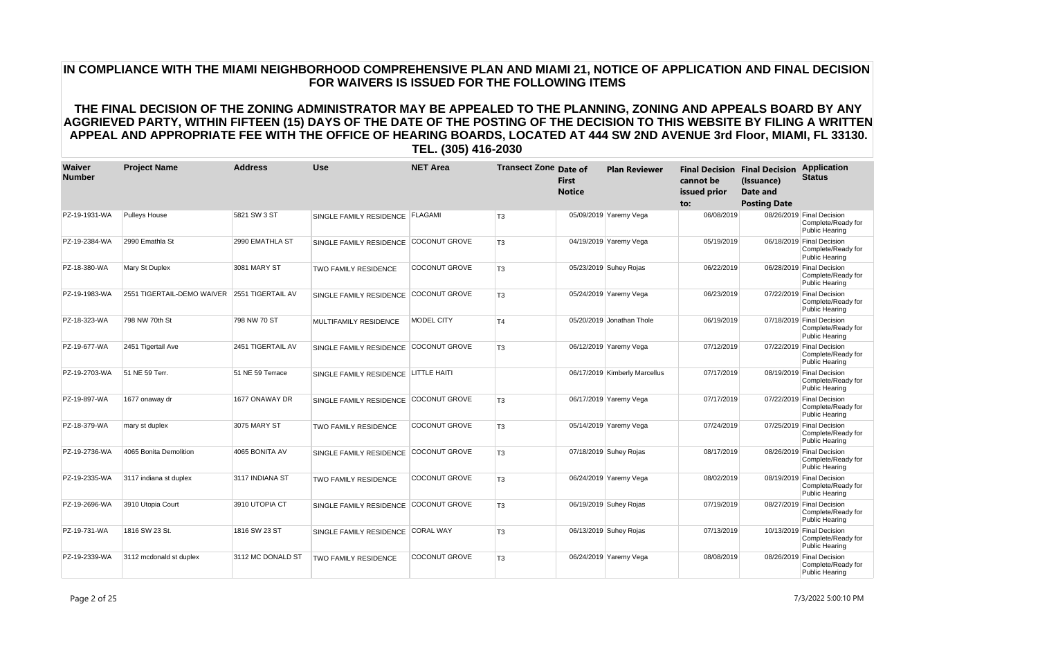# IN COMPLIANCE WITH THE MIAMI NEIGHBORHOOD COMPREHENSIVE PLAN AND MIAMI 21, NOTICE OF APPLICATION AND FINAL DECISION FOR WAIVERS IS ISSUED FOR THE FOLLOWING ITEMS

## THE FINAL DECISION OF THE ZONING ADMINISTRATOR MAY BE APPEALED TO THE PLANNING, ZONING AND APPEALS BOARD BY ANY AGGRIEVED PARTY, WITHIN FIFTEEN (15) DAYS OF THE DATE OF THE POSTING OF THE DECISION TO THIS WEBSITE BY FILING A WRITTEN APPEAL AND APPROPRIATE FEE WITH THE OFFICE OF HEARING BOARDS, LOCATED AT 444 SW 2ND AVENUE 3rd Floor, MIAMI, FL 33130. TEL. (305) 416-2030

| Waiver Number | Project Name | Address | Use | NET Area | Transect Zone | Date of First Notice | Plan Reviewer | Final Decision cannot be issued prior to: | Final Decision (Issuance) Date and Posting Date | Application Status |
|---|---|---|---|---|---|---|---|---|---|---|
| PZ-19-1931-WA | Pulleys House | 5821 SW 3 ST | SINGLE FAMILY RESIDENCE | FLAGAMI | T3 | 05/09/2019 | Yaremy Vega | 06/08/2019 | 08/26/2019 | Final Decision Complete/Ready for Public Hearing |
| PZ-19-2384-WA | 2990 Emathla St | 2990 EMATHLA ST | SINGLE FAMILY RESIDENCE | COCONUT GROVE | T3 | 04/19/2019 | Yaremy Vega | 05/19/2019 | 06/18/2019 | Final Decision Complete/Ready for Public Hearing |
| PZ-18-380-WA | Mary St Duplex | 3081 MARY ST | TWO FAMILY RESIDENCE | COCONUT GROVE | T3 | 05/23/2019 | Suhey Rojas | 06/22/2019 | 06/28/2019 | Final Decision Complete/Ready for Public Hearing |
| PZ-19-1983-WA | 2551 TIGERTAIL-DEMO WAIVER | 2551 TIGERTAIL AV | SINGLE FAMILY RESIDENCE | COCONUT GROVE | T3 | 05/24/2019 | Yaremy Vega | 06/23/2019 | 07/22/2019 | Final Decision Complete/Ready for Public Hearing |
| PZ-18-323-WA | 798 NW 70th St | 798 NW 70 ST | MULTIFAMILY RESIDENCE | MODEL CITY | T4 | 05/20/2019 | Jonathan Thole | 06/19/2019 | 07/18/2019 | Final Decision Complete/Ready for Public Hearing |
| PZ-19-677-WA | 2451 Tigertail Ave | 2451 TIGERTAIL AV | SINGLE FAMILY RESIDENCE | COCONUT GROVE | T3 | 06/12/2019 | Yaremy Vega | 07/12/2019 | 07/22/2019 | Final Decision Complete/Ready for Public Hearing |
| PZ-19-2703-WA | 51 NE 59 Terr. | 51 NE 59 Terrace | SINGLE FAMILY RESIDENCE | LITTLE HAITI | | 06/17/2019 | Kimberly Marcellus | 07/17/2019 | 08/19/2019 | Final Decision Complete/Ready for Public Hearing |
| PZ-19-897-WA | 1677 onaway dr | 1677 ONAWAY DR | SINGLE FAMILY RESIDENCE | COCONUT GROVE | T3 | 06/17/2019 | Yaremy Vega | 07/17/2019 | 07/22/2019 | Final Decision Complete/Ready for Public Hearing |
| PZ-18-379-WA | mary st duplex | 3075 MARY ST | TWO FAMILY RESIDENCE | COCONUT GROVE | T3 | 05/14/2019 | Yaremy Vega | 07/24/2019 | 07/25/2019 | Final Decision Complete/Ready for Public Hearing |
| PZ-19-2736-WA | 4065 Bonita Demolition | 4065 BONITA AV | SINGLE FAMILY RESIDENCE | COCONUT GROVE | T3 | 07/18/2019 | Suhey Rojas | 08/17/2019 | 08/26/2019 | Final Decision Complete/Ready for Public Hearing |
| PZ-19-2335-WA | 3117 indiana st duplex | 3117 INDIANA ST | TWO FAMILY RESIDENCE | COCONUT GROVE | T3 | 06/24/2019 | Yaremy Vega | 08/02/2019 | 08/19/2019 | Final Decision Complete/Ready for Public Hearing |
| PZ-19-2696-WA | 3910 Utopia Court | 3910 UTOPIA CT | SINGLE FAMILY RESIDENCE | COCONUT GROVE | T3 | 06/19/2019 | Suhey Rojas | 07/19/2019 | 08/27/2019 | Final Decision Complete/Ready for Public Hearing |
| PZ-19-731-WA | 1816 SW 23 St. | 1816 SW 23 ST | SINGLE FAMILY RESIDENCE | CORAL WAY | T3 | 06/13/2019 | Suhey Rojas | 07/13/2019 | 10/13/2019 | Final Decision Complete/Ready for Public Hearing |
| PZ-19-2339-WA | 3112 mcdonald st duplex | 3112 MC DONALD ST | TWO FAMILY RESIDENCE | COCONUT GROVE | T3 | 06/24/2019 | Yaremy Vega | 08/08/2019 | 08/26/2019 | Final Decision Complete/Ready for Public Hearing |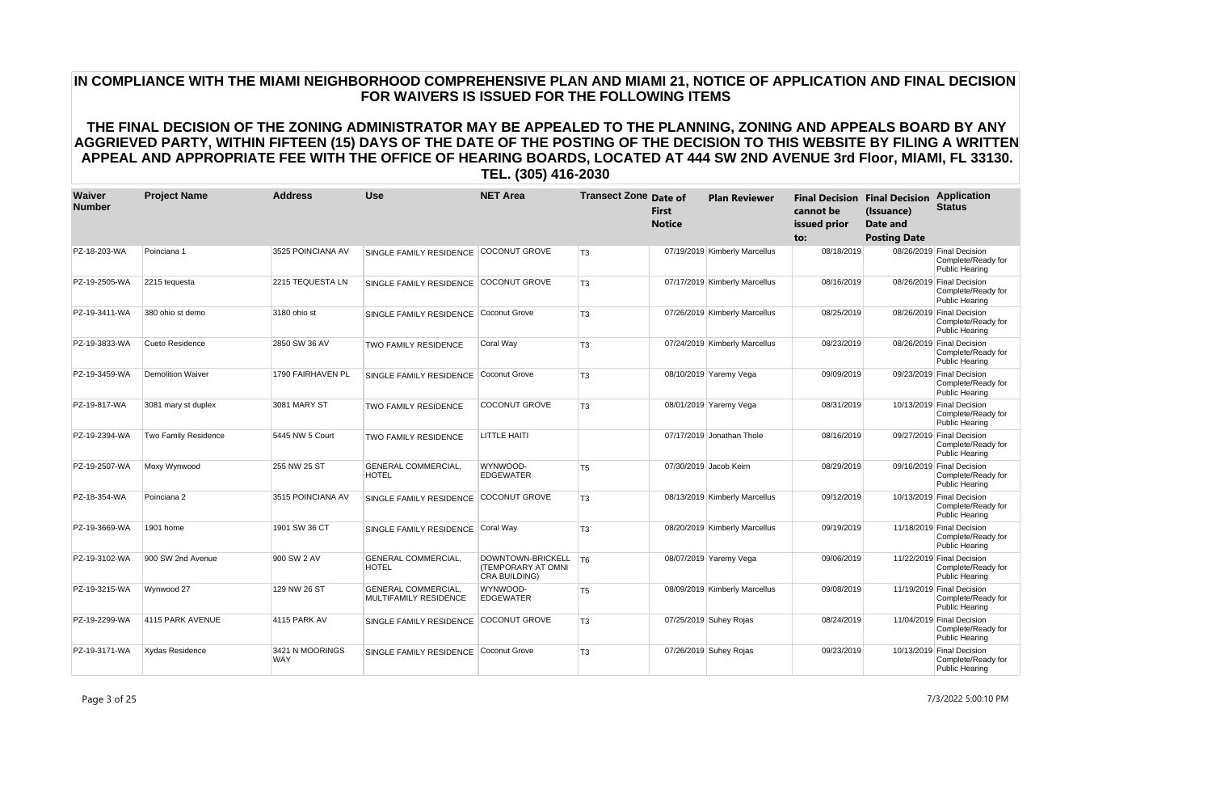# IN COMPLIANCE WITH THE MIAMI NEIGHBORHOOD COMPREHENSIVE PLAN AND MIAMI 21, NOTICE OF APPLICATION AND FINAL DECISION FOR WAIVERS IS ISSUED FOR THE FOLLOWING ITEMS

## THE FINAL DECISION OF THE ZONING ADMINISTRATOR MAY BE APPEALED TO THE PLANNING, ZONING AND APPEALS BOARD BY ANY AGGRIEVED PARTY, WITHIN FIFTEEN (15) DAYS OF THE DATE OF THE POSTING OF THE DECISION TO THIS WEBSITE BY FILING A WRITTEN APPEAL AND APPROPRIATE FEE WITH THE OFFICE OF HEARING BOARDS, LOCATED AT 444 SW 2ND AVENUE 3rd Floor, MIAMI, FL 33130. TEL. (305) 416-2030

| Waiver Number | Project Name | Address | Use | NET Area | Transect Zone | Date of First Notice | Plan Reviewer | Final Decision cannot be issued prior to: | Final Decision (Issuance) Date and Posting Date | Application Status |
|---|---|---|---|---|---|---|---|---|---|---|
| PZ-18-203-WA | Poinciana 1 | 3525 POINCIANA AV | SINGLE FAMILY RESIDENCE | COCONUT GROVE | T3 | 07/19/2019 | Kimberly Marcellus | 08/18/2019 | 08/26/2019 | Final Decision Complete/Ready for Public Hearing |
| PZ-19-2505-WA | 2215 tequesta | 2215 TEQUESTA LN | SINGLE FAMILY RESIDENCE | COCONUT GROVE | T3 | 07/17/2019 | Kimberly Marcellus | 08/16/2019 | 08/26/2019 | Final Decision Complete/Ready for Public Hearing |
| PZ-19-3411-WA | 380 ohio st demo | 3180 ohio st | SINGLE FAMILY RESIDENCE | Coconut Grove | T3 | 07/26/2019 | Kimberly Marcellus | 08/25/2019 | 08/26/2019 | Final Decision Complete/Ready for Public Hearing |
| PZ-19-3833-WA | Cueto Residence | 2850 SW 36 AV | TWO FAMILY RESIDENCE | Coral Way | T3 | 07/24/2019 | Kimberly Marcellus | 08/23/2019 | 08/26/2019 | Final Decision Complete/Ready for Public Hearing |
| PZ-19-3459-WA | Demolition Waiver | 1790 FAIRHAVEN PL | SINGLE FAMILY RESIDENCE | Coconut Grove | T3 | 08/10/2019 | Yaremy Vega | 09/09/2019 | 09/23/2019 | Final Decision Complete/Ready for Public Hearing |
| PZ-19-817-WA | 3081 mary st duplex | 3081 MARY ST | TWO FAMILY RESIDENCE | COCONUT GROVE | T3 | 08/01/2019 | Yaremy Vega | 08/31/2019 | 10/13/2019 | Final Decision Complete/Ready for Public Hearing |
| PZ-19-2394-WA | Two Family Residence | 5445 NW 5 Court | TWO FAMILY RESIDENCE | LITTLE HAITI | | 07/17/2019 | Jonathan Thole | 08/16/2019 | 09/27/2019 | Final Decision Complete/Ready for Public Hearing |
| PZ-19-2507-WA | Moxy Wynwood | 255 NW 25 ST | GENERAL COMMERCIAL, HOTEL | WYNWOOD-EDGEWATER | T5 | 07/30/2019 | Jacob Keirn | 08/29/2019 | 09/16/2019 | Final Decision Complete/Ready for Public Hearing |
| PZ-18-354-WA | Poinciana 2 | 3515 POINCIANA AV | SINGLE FAMILY RESIDENCE | COCONUT GROVE | T3 | 08/13/2019 | Kimberly Marcellus | 09/12/2019 | 10/13/2019 | Final Decision Complete/Ready for Public Hearing |
| PZ-19-3669-WA | 1901 home | 1901 SW 36 CT | SINGLE FAMILY RESIDENCE | Coral Way | T3 | 08/20/2019 | Kimberly Marcellus | 09/19/2019 | 11/18/2019 | Final Decision Complete/Ready for Public Hearing |
| PZ-19-3102-WA | 900 SW 2nd Avenue | 900 SW 2 AV | GENERAL COMMERCIAL, HOTEL | DOWNTOWN-BRICKELL (TEMPORARY AT OMNI CRA BUILDING) | T6 | 08/07/2019 | Yaremy Vega | 09/06/2019 | 11/22/2019 | Final Decision Complete/Ready for Public Hearing |
| PZ-19-3215-WA | Wynwood 27 | 129 NW 26 ST | GENERAL COMMERCIAL, MULTIFAMILY RESIDENCE | WYNWOOD-EDGEWATER | T5 | 08/09/2019 | Kimberly Marcellus | 09/08/2019 | 11/19/2019 | Final Decision Complete/Ready for Public Hearing |
| PZ-19-2299-WA | 4115 PARK AVENUE | 4115 PARK AV | SINGLE FAMILY RESIDENCE | COCONUT GROVE | T3 | 07/25/2019 | Suhey Rojas | 08/24/2019 | 11/04/2019 | Final Decision Complete/Ready for Public Hearing |
| PZ-19-3171-WA | Xydas Residence | 3421 N MOORINGS WAY | SINGLE FAMILY RESIDENCE | Coconut Grove | T3 | 07/26/2019 | Suhey Rojas | 09/23/2019 | 10/13/2019 | Final Decision Complete/Ready for Public Hearing |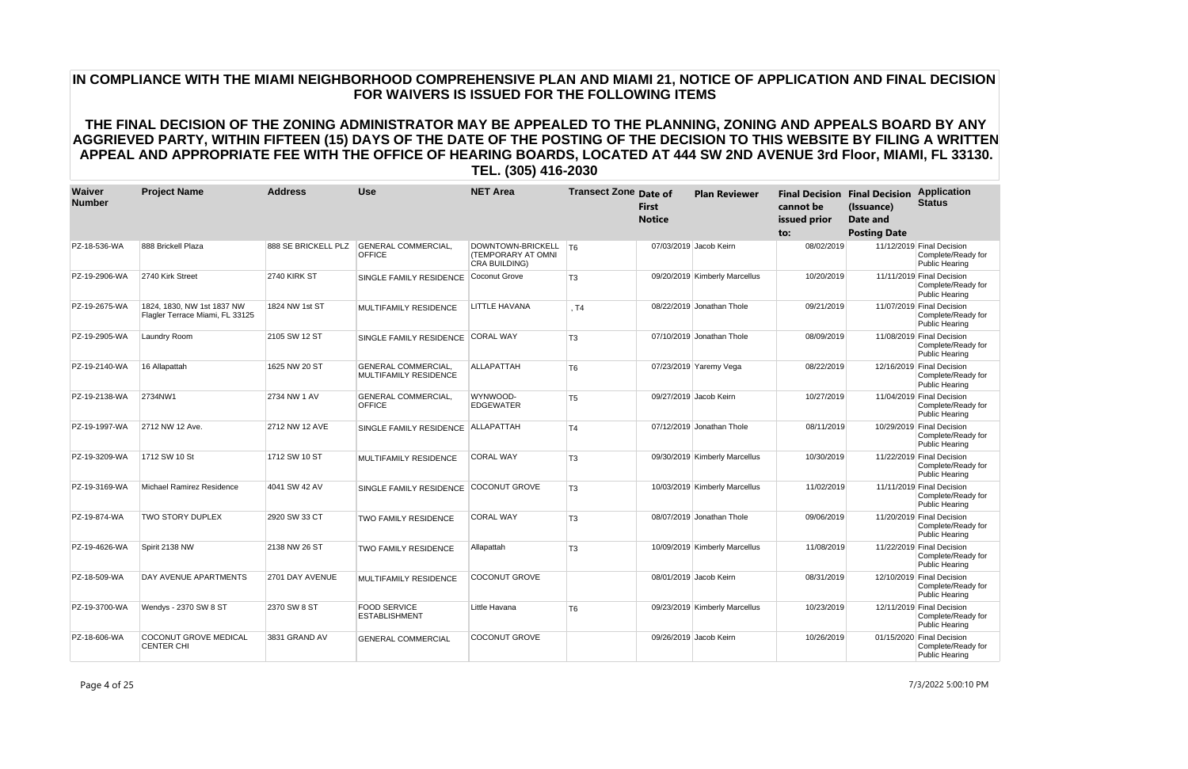**IN COMPLIANCE WITH THE MIAMI NEIGHBORHOOD COMPREHENSIVE PLAN AND MIAMI 21, NOTICE OF APPLICATION AND FINAL DECISION FOR WAIVERS IS ISSUED FOR THE FOLLOWING ITEMS**

**THE FINAL DECISION OF THE ZONING ADMINISTRATOR MAY BE APPEALED TO THE PLANNING, ZONING AND APPEALS BOARD BY ANY AGGRIEVED PARTY, WITHIN FIFTEEN (15) DAYS OF THE DATE OF THE POSTING OF THE DECISION TO THIS WEBSITE BY FILING A WRITTEN APPEAL AND APPROPRIATE FEE WITH THE OFFICE OF HEARING BOARDS, LOCATED AT 444 SW 2ND AVENUE 3rd Floor, MIAMI, FL 33130. TEL. (305) 416-2030**

| Waiver Number | Project Name | Address | Use | NET Area | Transect Zone | Date of First Notice | Plan Reviewer | Final Decision cannot be issued prior to: | Final Decision (Issuance) Date and Posting Date | Application Status |
|---|---|---|---|---|---|---|---|---|---|---|
| PZ-18-536-WA | 888 Brickell Plaza | 888 SE BRICKELL PLZ | GENERAL COMMERCIAL, OFFICE | DOWNTOWN-BRICKELL (TEMPORARY AT OMNI CRA BUILDING) | T6 | 07/03/2019 | Jacob Keirn | 08/02/2019 | 11/12/2019 | Final Decision Complete/Ready for Public Hearing |
| PZ-19-2906-WA | 2740 Kirk Street | 2740 KIRK ST | SINGLE FAMILY RESIDENCE | Coconut Grove | T3 | 09/20/2019 | Kimberly Marcellus | 10/20/2019 | 11/11/2019 | Final Decision Complete/Ready for Public Hearing |
| PZ-19-2675-WA | 1824, 1830, NW 1st 1837 NW Flagler Terrace Miami, FL 33125 | 1824 NW 1st ST | MULTIFAMILY RESIDENCE | LITTLE HAVANA | , T4 | 08/22/2019 | Jonathan Thole | 09/21/2019 | 11/07/2019 | Final Decision Complete/Ready for Public Hearing |
| PZ-19-2905-WA | Laundry Room | 2105 SW 12 ST | SINGLE FAMILY RESIDENCE | CORAL WAY | T3 | 07/10/2019 | Jonathan Thole | 08/09/2019 | 11/08/2019 | Final Decision Complete/Ready for Public Hearing |
| PZ-19-2140-WA | 16 Allapattah | 1625 NW 20 ST | GENERAL COMMERCIAL, MULTIFAMILY RESIDENCE | ALLAPATTAH | T6 | 07/23/2019 | Yaremy Vega | 08/22/2019 | 12/16/2019 | Final Decision Complete/Ready for Public Hearing |
| PZ-19-2138-WA | 2734NW1 | 2734 NW 1 AV | GENERAL COMMERCIAL, OFFICE | WYNWOOD-EDGEWATER | T5 | 09/27/2019 | Jacob Keirn | 10/27/2019 | 11/04/2019 | Final Decision Complete/Ready for Public Hearing |
| PZ-19-1997-WA | 2712 NW 12 Ave. | 2712 NW 12 AVE | SINGLE FAMILY RESIDENCE | ALLAPATTAH | T4 | 07/12/2019 | Jonathan Thole | 08/11/2019 | 10/29/2019 | Final Decision Complete/Ready for Public Hearing |
| PZ-19-3209-WA | 1712 SW 10 St | 1712 SW 10 ST | MULTIFAMILY RESIDENCE | CORAL WAY | T3 | 09/30/2019 | Kimberly Marcellus | 10/30/2019 | 11/22/2019 | Final Decision Complete/Ready for Public Hearing |
| PZ-19-3169-WA | Michael Ramirez Residence | 4041 SW 42 AV | SINGLE FAMILY RESIDENCE | COCONUT GROVE | T3 | 10/03/2019 | Kimberly Marcellus | 11/02/2019 | 11/11/2019 | Final Decision Complete/Ready for Public Hearing |
| PZ-19-874-WA | TWO STORY DUPLEX | 2920 SW 33 CT | TWO FAMILY RESIDENCE | CORAL WAY | T3 | 08/07/2019 | Jonathan Thole | 09/06/2019 | 11/20/2019 | Final Decision Complete/Ready for Public Hearing |
| PZ-19-4626-WA | Spirit 2138 NW | 2138 NW 26 ST | TWO FAMILY RESIDENCE | Allapattah | T3 | 10/09/2019 | Kimberly Marcellus | 11/08/2019 | 11/22/2019 | Final Decision Complete/Ready for Public Hearing |
| PZ-18-509-WA | DAY AVENUE APARTMENTS | 2701 DAY AVENUE | MULTIFAMILY RESIDENCE | COCONUT GROVE | | 08/01/2019 | Jacob Keirn | 08/31/2019 | 12/10/2019 | Final Decision Complete/Ready for Public Hearing |
| PZ-19-3700-WA | Wendys - 2370 SW 8 ST | 2370 SW 8 ST | FOOD SERVICE ESTABLISHMENT | Little Havana | T6 | 09/23/2019 | Kimberly Marcellus | 10/23/2019 | 12/11/2019 | Final Decision Complete/Ready for Public Hearing |
| PZ-18-606-WA | COCONUT GROVE MEDICAL CENTER CHI | 3831 GRAND AV | GENERAL COMMERCIAL | COCONUT GROVE | | 09/26/2019 | Jacob Keirn | 10/26/2019 | 01/15/2020 | Final Decision Complete/Ready for Public Hearing |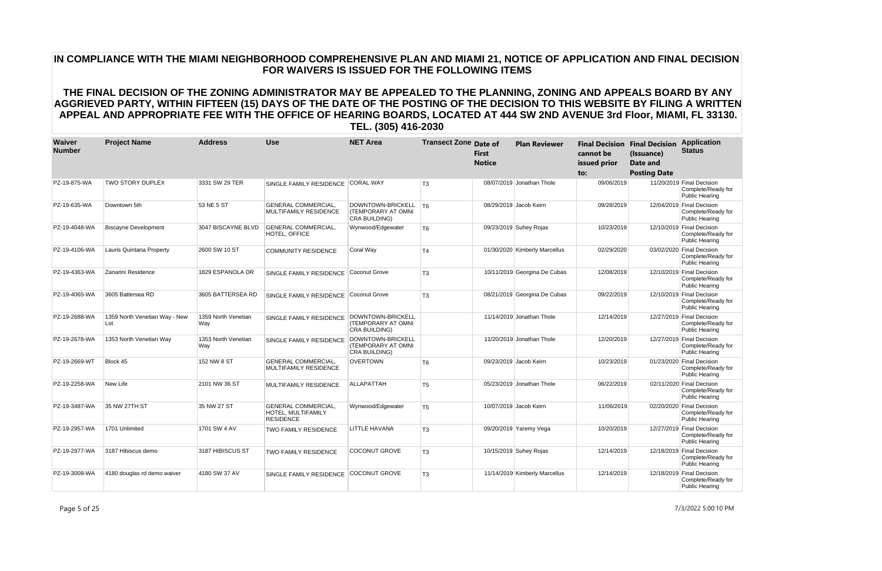# IN COMPLIANCE WITH THE MIAMI NEIGHBORHOOD COMPREHENSIVE PLAN AND MIAMI 21, NOTICE OF APPLICATION AND FINAL DECISION FOR WAIVERS IS ISSUED FOR THE FOLLOWING ITEMS

## THE FINAL DECISION OF THE ZONING ADMINISTRATOR MAY BE APPEALED TO THE PLANNING, ZONING AND APPEALS BOARD BY ANY AGGRIEVED PARTY, WITHIN FIFTEEN (15) DAYS OF THE DATE OF THE POSTING OF THE DECISION TO THIS WEBSITE BY FILING A WRITTEN APPEAL AND APPROPRIATE FEE WITH THE OFFICE OF HEARING BOARDS, LOCATED AT 444 SW 2ND AVENUE 3rd Floor, MIAMI, FL 33130. TEL. (305) 416-2030

| Waiver Number | Project Name | Address | Use | NET Area | Transect Zone | Date of First Notice | Plan Reviewer | Final Decision cannot be issued prior to: | Final Decision (Issuance) Date and Posting Date | Application Status |
|---|---|---|---|---|---|---|---|---|---|---|
| PZ-19-875-WA | TWO STORY DUPLEX | 3331 SW 29 TER | SINGLE FAMILY RESIDENCE | CORAL WAY | T3 | 08/07/2019 | Jonathan Thole | 09/06/2019 | 11/20/2019 | Final Decision Complete/Ready for Public Hearing |
| PZ-19-635-WA | Downtown 5th | 53 NE 5 ST | GENERAL COMMERCIAL, MULTIFAMILY RESIDENCE | DOWNTOWN-BRICKELL (TEMPORARY AT OMNI CRA BUILDING) | T6 | 08/29/2019 | Jacob Keirn | 09/28/2019 | 12/04/2019 | Final Decision Complete/Ready for Public Hearing |
| PZ-19-4048-WA | Biscayne Development | 3047 BISCAYNE BLVD | GENERAL COMMERCIAL, HOTEL, OFFICE | Wynwood/Edgewater | T6 | 09/23/2019 | Suhey Rojas | 10/23/2019 | 12/10/2019 | Final Decision Complete/Ready for Public Hearing |
| PZ-19-4106-WA | Lauris Quintana Property | 2600 SW 10 ST | COMMUNITY RESIDENCE | Coral Way | T4 | 01/30/2020 | Kimberly Marcellus | 02/29/2020 | 03/02/2020 | Final Decision Complete/Ready for Public Hearing |
| PZ-19-4363-WA | Zanarini Residence | 1829 ESPANOLA DR | SINGLE FAMILY RESIDENCE | Coconut Grove | T3 | 10/11/2019 | Georgina De Cubas | 12/08/2019 | 12/10/2019 | Final Decision Complete/Ready for Public Hearing |
| PZ-19-4065-WA | 3605 Battersea RD | 3605 BATTERSEA RD | SINGLE FAMILY RESIDENCE | Coconut Grove | T3 | 08/21/2019 | Georgina De Cubas | 09/22/2019 | 12/10/2019 | Final Decision Complete/Ready for Public Hearing |
| PZ-19-2688-WA | 1359 North Venetian Way - New Lot | 1359 North Venetian Way | SINGLE FAMILY RESIDENCE | DOWNTOWN-BRICKELL (TEMPORARY AT OMNI CRA BUILDING) | | 11/14/2019 | Jonathan Thole | 12/14/2019 | 12/27/2019 | Final Decision Complete/Ready for Public Hearing |
| PZ-19-2678-WA | 1353 North Venetian Way | 1353 North Venetian Way | SINGLE FAMILY RESIDENCE | DOWNTOWN-BRICKELL (TEMPORARY AT OMNI CRA BUILDING) | | 11/20/2019 | Jonathan Thole | 12/20/2019 | 12/27/2019 | Final Decision Complete/Ready for Public Hearing |
| PZ-19-2669-WT | Block 45 | 152 NW 8 ST | GENERAL COMMERCIAL, MULTIFAMILY RESIDENCE | OVERTOWN | T6 | 09/23/2019 | Jacob Keirn | 10/23/2019 | 01/23/2020 | Final Decision Complete/Ready for Public Hearing |
| PZ-19-2258-WA | New Life | 2101 NW 36 ST | MULTIFAMILY RESIDENCE | ALLAPATTAH | T5 | 05/23/2019 | Jonathan Thole | 06/22/2019 | 02/11/2020 | Final Decision Complete/Ready for Public Hearing |
| PZ-19-3487-WA | 35 NW 27TH ST | 35 NW 27 ST | GENERAL COMMERCIAL, HOTEL, MULTIFAMILY RESIDENCE | Wynwood/Edgewater | T5 | 10/07/2019 | Jacob Keirn | 11/06/2019 | 02/20/2020 | Final Decision Complete/Ready for Public Hearing |
| PZ-19-2957-WA | 1701 Unlimited | 1701 SW 4 AV | TWO FAMILY RESIDENCE | LITTLE HAVANA | T3 | 09/20/2019 | Yaremy Vega | 10/20/2019 | 12/27/2019 | Final Decision Complete/Ready for Public Hearing |
| PZ-19-2977-WA | 3187 Hibiscus demo | 3187 HIBISCUS ST | TWO FAMILY RESIDENCE | COCONUT GROVE | T3 | 10/15/2019 | Suhey Rojas | 12/14/2019 | 12/18/2019 | Final Decision Complete/Ready for Public Hearing |
| PZ-19-3008-WA | 4180 douglas rd demo waiver | 4180 SW 37 AV | SINGLE FAMILY RESIDENCE | COCONUT GROVE | T3 | 11/14/2019 | Kimberly Marcellus | 12/14/2019 | 12/18/2019 | Final Decision Complete/Ready for Public Hearing |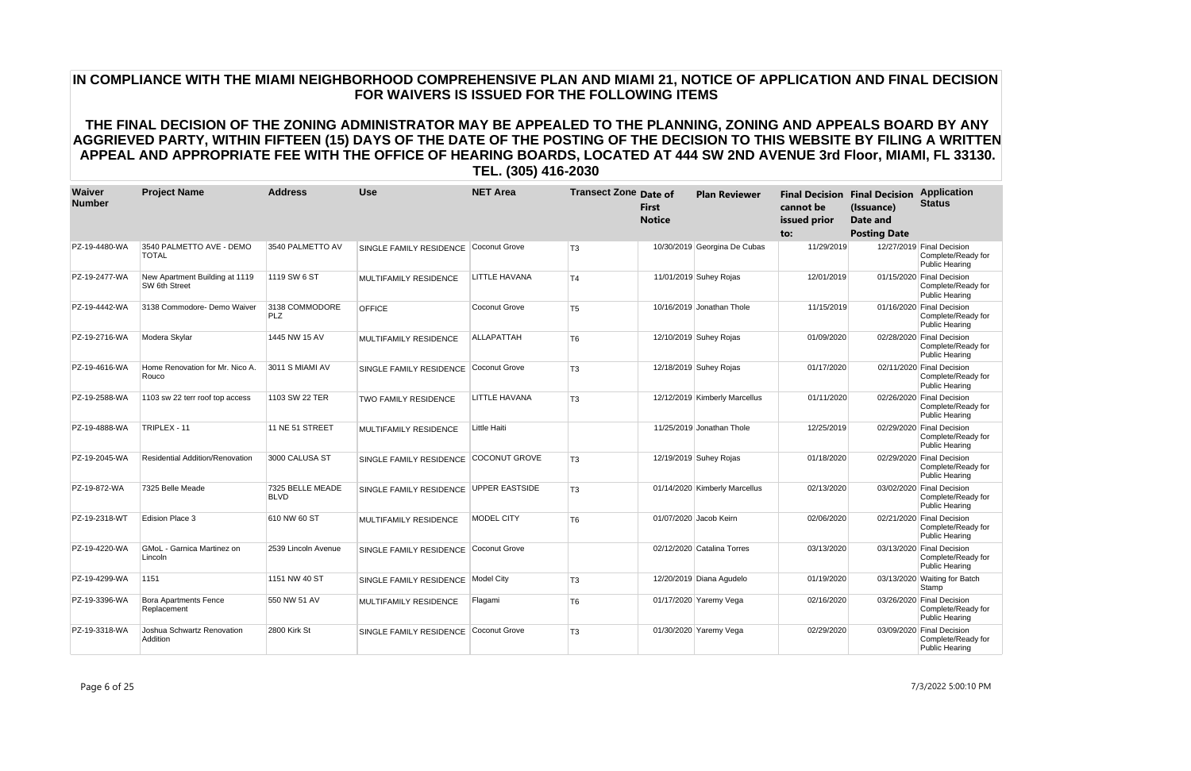## IN COMPLIANCE WITH THE MIAMI NEIGHBORHOOD COMPREHENSIVE PLAN AND MIAMI 21, NOTICE OF APPLICATION AND FINAL DECISION FOR WAIVERS IS ISSUED FOR THE FOLLOWING ITEMS

## THE FINAL DECISION OF THE ZONING ADMINISTRATOR MAY BE APPEALED TO THE PLANNING, ZONING AND APPEALS BOARD BY ANY AGGRIEVED PARTY, WITHIN FIFTEEN (15) DAYS OF THE DATE OF THE POSTING OF THE DECISION TO THIS WEBSITE BY FILING A WRITTEN APPEAL AND APPROPRIATE FEE WITH THE OFFICE OF HEARING BOARDS, LOCATED AT 444 SW 2ND AVENUE 3rd Floor, MIAMI, FL 33130. TEL. (305) 416-2030

| Waiver Number | Project Name | Address | Use | NET Area | Transect Zone | Date of First Notice | Plan Reviewer | Final Decision cannot be issued prior to: | Final Decision (Issuance) Date and Posting Date | Application Status |
|---|---|---|---|---|---|---|---|---|---|---|
| PZ-19-4480-WA | 3540 PALMETTO AVE - DEMO TOTAL | 3540 PALMETTO AV | SINGLE FAMILY RESIDENCE | Coconut Grove | T3 | 10/30/2019 | Georgina De Cubas | 11/29/2019 | 12/27/2019 | Final Decision Complete/Ready for Public Hearing |
| PZ-19-2477-WA | New Apartment Building at 1119 SW 6th Street | 1119 SW 6 ST | MULTIFAMILY RESIDENCE | LITTLE HAVANA | T4 | 11/01/2019 | Suhey Rojas | 12/01/2019 | 01/15/2020 | Final Decision Complete/Ready for Public Hearing |
| PZ-19-4442-WA | 3138 Commodore- Demo Waiver | 3138 COMMODORE PLZ | OFFICE | Coconut Grove | T5 | 10/16/2019 | Jonathan Thole | 11/15/2019 | 01/16/2020 | Final Decision Complete/Ready for Public Hearing |
| PZ-19-2716-WA | Modera Skylar | 1445 NW 15 AV | MULTIFAMILY RESIDENCE | ALLAPATTAH | T6 | 12/10/2019 | Suhey Rojas | 01/09/2020 | 02/28/2020 | Final Decision Complete/Ready for Public Hearing |
| PZ-19-4616-WA | Home Renovation for Mr. Nico A. Rouco | 3011 S MIAMI AV | SINGLE FAMILY RESIDENCE | Coconut Grove | T3 | 12/18/2019 | Suhey Rojas | 01/17/2020 | 02/11/2020 | Final Decision Complete/Ready for Public Hearing |
| PZ-19-2588-WA | 1103 sw 22 terr roof top access | 1103 SW 22 TER | TWO FAMILY RESIDENCE | LITTLE HAVANA | T3 | 12/12/2019 | Kimberly Marcellus | 01/11/2020 | 02/26/2020 | Final Decision Complete/Ready for Public Hearing |
| PZ-19-4888-WA | TRIPLEX - 11 | 11 NE 51 STREET | MULTIFAMILY RESIDENCE | Little Haiti | | 11/25/2019 | Jonathan Thole | 12/25/2019 | 02/29/2020 | Final Decision Complete/Ready for Public Hearing |
| PZ-19-2045-WA | Residential Addition/Renovation | 3000 CALUSA ST | SINGLE FAMILY RESIDENCE | COCONUT GROVE | T3 | 12/19/2019 | Suhey Rojas | 01/18/2020 | 02/29/2020 | Final Decision Complete/Ready for Public Hearing |
| PZ-19-872-WA | 7325 Belle Meade | 7325 BELLE MEADE BLVD | SINGLE FAMILY RESIDENCE | UPPER EASTSIDE | T3 | 01/14/2020 | Kimberly Marcellus | 02/13/2020 | 03/02/2020 | Final Decision Complete/Ready for Public Hearing |
| PZ-19-2318-WT | Edision Place 3 | 610 NW 60 ST | MULTIFAMILY RESIDENCE | MODEL CITY | T6 | 01/07/2020 | Jacob Keirn | 02/06/2020 | 02/21/2020 | Final Decision Complete/Ready for Public Hearing |
| PZ-19-4220-WA | GMoL - Garnica Martinez on Lincoln | 2539 Lincoln Avenue | SINGLE FAMILY RESIDENCE | Coconut Grove | | 02/12/2020 | Catalina Torres | 03/13/2020 | 03/13/2020 | Final Decision Complete/Ready for Public Hearing |
| PZ-19-4299-WA | 1151 | 1151 NW 40 ST | SINGLE FAMILY RESIDENCE | Model City | T3 | 12/20/2019 | Diana Agudelo | 01/19/2020 | 03/13/2020 | Waiting for Batch Stamp |
| PZ-19-3396-WA | Bora Apartments Fence Replacement | 550 NW 51 AV | MULTIFAMILY RESIDENCE | Flagami | T6 | 01/17/2020 | Yaremy Vega | 02/16/2020 | 03/26/2020 | Final Decision Complete/Ready for Public Hearing |
| PZ-19-3318-WA | Joshua Schwartz Renovation Addition | 2800 Kirk St | SINGLE FAMILY RESIDENCE | Coconut Grove | T3 | 01/30/2020 | Yaremy Vega | 02/29/2020 | 03/09/2020 | Final Decision Complete/Ready for Public Hearing |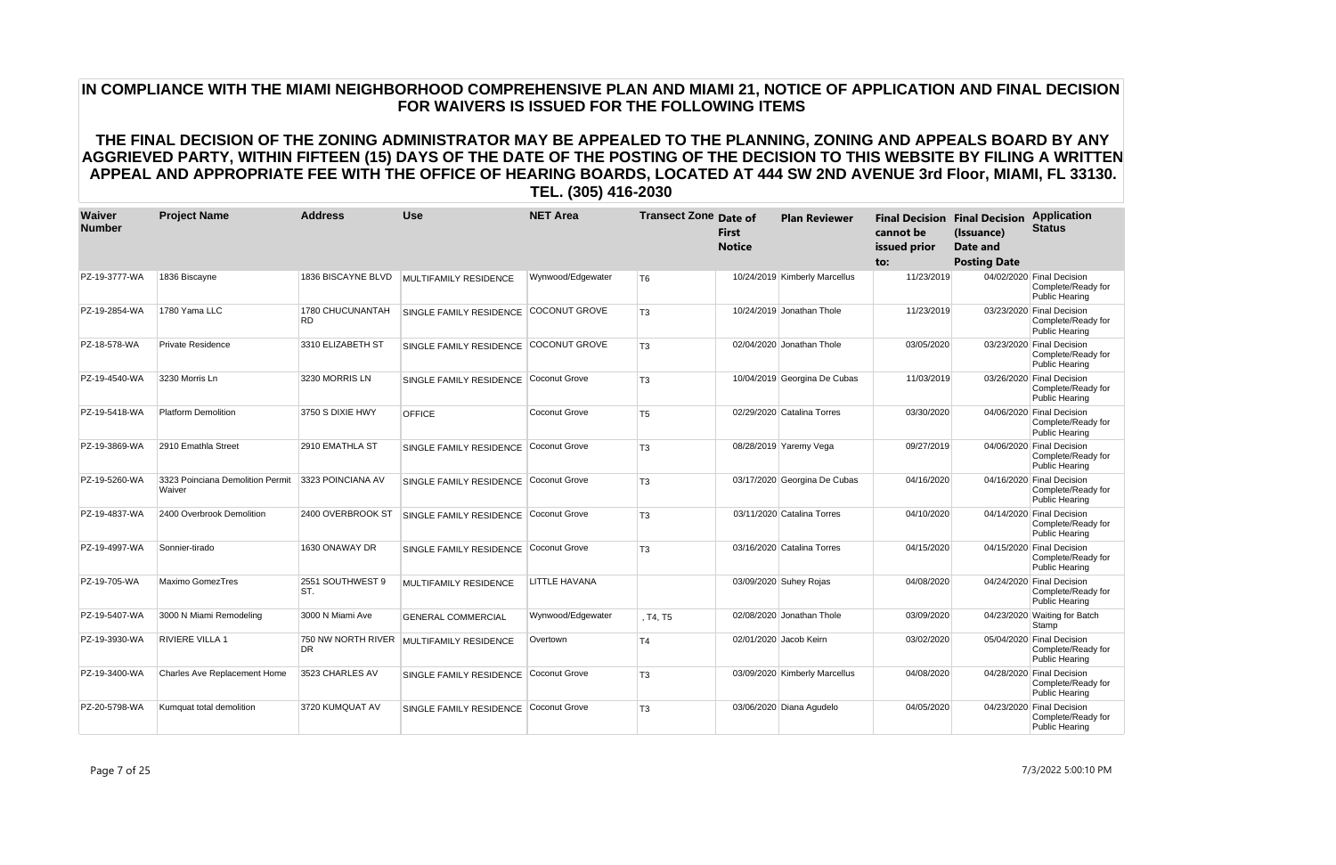# IN COMPLIANCE WITH THE MIAMI NEIGHBORHOOD COMPREHENSIVE PLAN AND MIAMI 21, NOTICE OF APPLICATION AND FINAL DECISION FOR WAIVERS IS ISSUED FOR THE FOLLOWING ITEMS

## THE FINAL DECISION OF THE ZONING ADMINISTRATOR MAY BE APPEALED TO THE PLANNING, ZONING AND APPEALS BOARD BY ANY AGGRIEVED PARTY, WITHIN FIFTEEN (15) DAYS OF THE DATE OF THE POSTING OF THE DECISION TO THIS WEBSITE BY FILING A WRITTEN APPEAL AND APPROPRIATE FEE WITH THE OFFICE OF HEARING BOARDS, LOCATED AT 444 SW 2ND AVENUE 3rd Floor, MIAMI, FL 33130. TEL. (305) 416-2030

| Waiver Number | Project Name | Address | Use | NET Area | Transect Zone | Date of First Notice | Plan Reviewer | Final Decision cannot be issued prior to: | Final Decision (Issuance) Date and Posting Date | Application Status |
|---|---|---|---|---|---|---|---|---|---|---|
| PZ-19-3777-WA | 1836 Biscayne | 1836 BISCAYNE BLVD | MULTIFAMILY RESIDENCE | Wynwood/Edgewater | T6 | 10/24/2019 | Kimberly Marcellus | 11/23/2019 | 04/02/2020 | Final Decision Complete/Ready for Public Hearing |
| PZ-19-2854-WA | 1780 Yama LLC | 1780 CHUCUNANTAH RD | SINGLE FAMILY RESIDENCE | COCONUT GROVE | T3 | 10/24/2019 | Jonathan Thole | 11/23/2019 | 03/23/2020 | Final Decision Complete/Ready for Public Hearing |
| PZ-18-578-WA | Private Residence | 3310 ELIZABETH ST | SINGLE FAMILY RESIDENCE | COCONUT GROVE | T3 | 02/04/2020 | Jonathan Thole | 03/05/2020 | 03/23/2020 | Final Decision Complete/Ready for Public Hearing |
| PZ-19-4540-WA | 3230 Morris Ln | 3230 MORRIS LN | SINGLE FAMILY RESIDENCE | Coconut Grove | T3 | 10/04/2019 | Georgina De Cubas | 11/03/2019 | 03/26/2020 | Final Decision Complete/Ready for Public Hearing |
| PZ-19-5418-WA | Platform Demolition | 3750 S DIXIE HWY | OFFICE | Coconut Grove | T5 | 02/29/2020 | Catalina Torres | 03/30/2020 | 04/06/2020 | Final Decision Complete/Ready for Public Hearing |
| PZ-19-3869-WA | 2910 Emathla Street | 2910 EMATHLA ST | SINGLE FAMILY RESIDENCE | Coconut Grove | T3 | 08/28/2019 | Yaremy Vega | 09/27/2019 | 04/06/2020 | Final Decision Complete/Ready for Public Hearing |
| PZ-19-5260-WA | 3323 Poinciana Demolition Permit Waiver | 3323 POINCIANA AV | SINGLE FAMILY RESIDENCE | Coconut Grove | T3 | 03/17/2020 | Georgina De Cubas | 04/16/2020 | 04/16/2020 | Final Decision Complete/Ready for Public Hearing |
| PZ-19-4837-WA | 2400 Overbrook Demolition | 2400 OVERBROOK ST | SINGLE FAMILY RESIDENCE | Coconut Grove | T3 | 03/11/2020 | Catalina Torres | 04/10/2020 | 04/14/2020 | Final Decision Complete/Ready for Public Hearing |
| PZ-19-4997-WA | Sonnier-tirado | 1630 ONAWAY DR | SINGLE FAMILY RESIDENCE | Coconut Grove | T3 | 03/16/2020 | Catalina Torres | 04/15/2020 | 04/15/2020 | Final Decision Complete/Ready for Public Hearing |
| PZ-19-705-WA | Maximo GomezTres | 2551 SOUTHWEST 9 ST. | MULTIFAMILY RESIDENCE | LITTLE HAVANA | | 03/09/2020 | Suhey Rojas | 04/08/2020 | 04/24/2020 | Final Decision Complete/Ready for Public Hearing |
| PZ-19-5407-WA | 3000 N Miami Remodeling | 3000 N Miami Ave | GENERAL COMMERCIAL | Wynwood/Edgewater | , T4, T5 | 02/08/2020 | Jonathan Thole | 03/09/2020 | 04/23/2020 | Waiting for Batch Stamp |
| PZ-19-3930-WA | RIVIERE VILLA 1 | 750 NW NORTH RIVER DR | MULTIFAMILY RESIDENCE | Overtown | T4 | 02/01/2020 | Jacob Keirn | 03/02/2020 | 05/04/2020 | Final Decision Complete/Ready for Public Hearing |
| PZ-19-3400-WA | Charles Ave Replacement Home | 3523 CHARLES AV | SINGLE FAMILY RESIDENCE | Coconut Grove | T3 | 03/09/2020 | Kimberly Marcellus | 04/08/2020 | 04/28/2020 | Final Decision Complete/Ready for Public Hearing |
| PZ-20-5798-WA | Kumquat total demolition | 3720 KUMQUAT AV | SINGLE FAMILY RESIDENCE | Coconut Grove | T3 | 03/06/2020 | Diana Agudelo | 04/05/2020 | 04/23/2020 | Final Decision Complete/Ready for Public Hearing |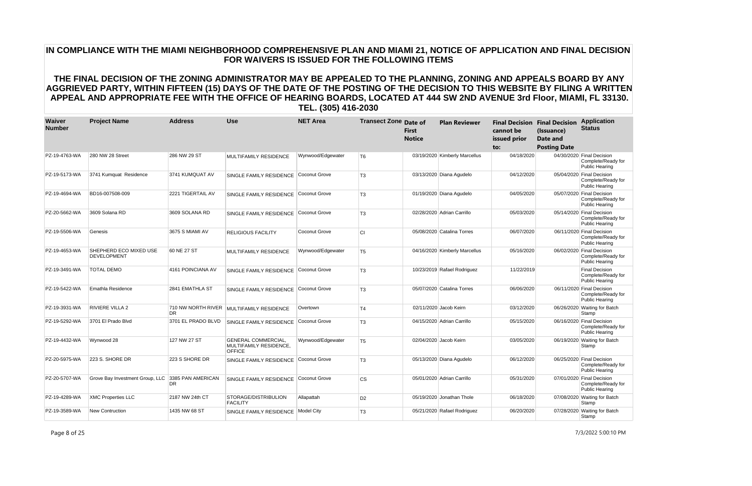**IN COMPLIANCE WITH THE MIAMI NEIGHBORHOOD COMPREHENSIVE PLAN AND MIAMI 21, NOTICE OF APPLICATION AND FINAL DECISION FOR WAIVERS IS ISSUED FOR THE FOLLOWING ITEMS**

**THE FINAL DECISION OF THE ZONING ADMINISTRATOR MAY BE APPEALED TO THE PLANNING, ZONING AND APPEALS BOARD BY ANY AGGRIEVED PARTY, WITHIN FIFTEEN (15) DAYS OF THE DATE OF THE POSTING OF THE DECISION TO THIS WEBSITE BY FILING A WRITTEN APPEAL AND APPROPRIATE FEE WITH THE OFFICE OF HEARING BOARDS, LOCATED AT 444 SW 2ND AVENUE 3rd Floor, MIAMI, FL 33130. TEL. (305) 416-2030**

| Waiver Number | Project Name | Address | Use | NET Area | Transect Zone | Date of First Notice | Plan Reviewer | Final Decision cannot be issued prior to: | Final Decision (Issuance) Date and Posting Date | Application Status |
|---|---|---|---|---|---|---|---|---|---|---|
| PZ-19-4763-WA | 280 NW 28 Street | 286 NW 29 ST | MULTIFAMILY RESIDENCE | Wynwood/Edgewater | T6 | 03/19/2020 | Kimberly Marcellus | 04/18/2020 | 04/30/2020 | Final Decision Complete/Ready for Public Hearing |
| PZ-19-5173-WA | 3741 Kumquat Residence | 3741 KUMQUAT AV | SINGLE FAMILY RESIDENCE | Coconut Grove | T3 | 03/13/2020 | Diana Agudelo | 04/12/2020 | 05/04/2020 | Final Decision Complete/Ready for Public Hearing |
| PZ-19-4694-WA | BD16-007508-009 | 2221 TIGERTAIL AV | SINGLE FAMILY RESIDENCE | Coconut Grove | T3 | 01/19/2020 | Diana Agudelo | 04/05/2020 | 05/07/2020 | Final Decision Complete/Ready for Public Hearing |
| PZ-20-5662-WA | 3609 Solana RD | 3609 SOLANA RD | SINGLE FAMILY RESIDENCE | Coconut Grove | T3 | 02/28/2020 | Adrian Carrillo | 05/03/2020 | 05/14/2020 | Final Decision Complete/Ready for Public Hearing |
| PZ-19-5506-WA | Genesis | 3675 S MIAMI AV | RELIGIOUS FACILITY | Coconut Grove | CI | 05/08/2020 | Catalina Torres | 06/07/2020 | 06/11/2020 | Final Decision Complete/Ready for Public Hearing |
| PZ-19-4653-WA | SHEPHERD ECO MIXED USE DEVELOPMENT | 60 NE 27 ST | MULTIFAMILY RESIDENCE | Wynwood/Edgewater | T5 | 04/16/2020 | Kimberly Marcellus | 05/16/2020 | 06/02/2020 | Final Decision Complete/Ready for Public Hearing |
| PZ-19-3491-WA | TOTAL DEMO | 4161 POINCIANA AV | SINGLE FAMILY RESIDENCE | Coconut Grove | T3 | 10/23/2019 | Rafael Rodriguez | 11/22/2019 | | Final Decision Complete/Ready for Public Hearing |
| PZ-19-5422-WA | Emathla Residence | 2841 EMATHLA ST | SINGLE FAMILY RESIDENCE | Coconut Grove | T3 | 05/07/2020 | Catalina Torres | 06/06/2020 | 06/11/2020 | Final Decision Complete/Ready for Public Hearing |
| PZ-19-3931-WA | RIVIERE VILLA 2 | 710 NW NORTH RIVER DR | MULTIFAMILY RESIDENCE | Overtown | T4 | 02/11/2020 | Jacob Keirn | 03/12/2020 | 06/26/2020 | Waiting for Batch Stamp |
| PZ-19-5292-WA | 3701 El Prado Blvd | 3701 EL PRADO BLVD | SINGLE FAMILY RESIDENCE | Coconut Grove | T3 | 04/15/2020 | Adrian Carrillo | 05/15/2020 | 06/16/2020 | Final Decision Complete/Ready for Public Hearing |
| PZ-19-4432-WA | Wynwood 28 | 127 NW 27 ST | GENERAL COMMERCIAL, MULTIFAMILY RESIDENCE, OFFICE | Wynwood/Edgewater | T5 | 02/04/2020 | Jacob Keirn | 03/05/2020 | 06/19/2020 | Waiting for Batch Stamp |
| PZ-20-5975-WA | 223 S. SHORE DR | 223 S SHORE DR | SINGLE FAMILY RESIDENCE | Coconut Grove | T3 | 05/13/2020 | Diana Agudelo | 06/12/2020 | 06/25/2020 | Final Decision Complete/Ready for Public Hearing |
| PZ-20-5707-WA | Grove Bay Investment Group, LLC | 3385 PAN AMERICAN DR | SINGLE FAMILY RESIDENCE | Coconut Grove | CS | 05/01/2020 | Adrian Carrillo | 05/31/2020 | 07/01/2020 | Final Decision Complete/Ready for Public Hearing |
| PZ-19-4289-WA | XMC Properties LLC | 2187 NW 24th CT | STORAGE/DISTRIBULION FACILITY | Allapattah | D2 | 05/19/2020 | Jonathan Thole | 06/18/2020 | 07/08/2020 | Waiting for Batch Stamp |
| PZ-19-3589-WA | New Contruction | 1435 NW 68 ST | SINGLE FAMILY RESIDENCE | Model City | T3 | 05/21/2020 | Rafael Rodriguez | 06/20/2020 | 07/28/2020 | Waiting for Batch Stamp |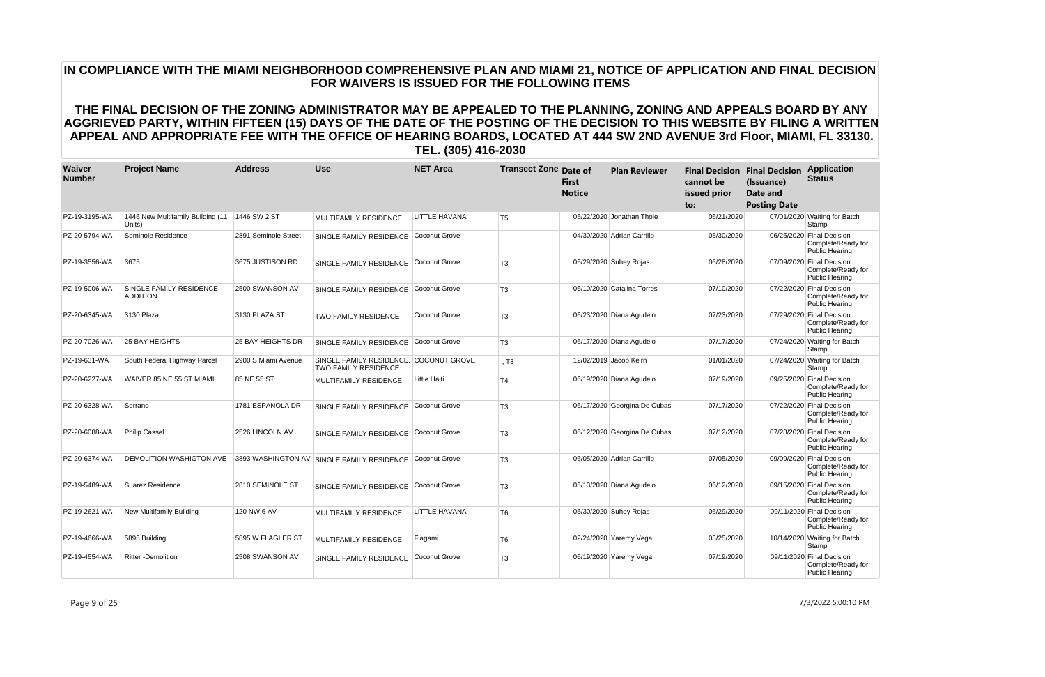# IN COMPLIANCE WITH THE MIAMI NEIGHBORHOOD COMPREHENSIVE PLAN AND MIAMI 21, NOTICE OF APPLICATION AND FINAL DECISION FOR WAIVERS IS ISSUED FOR THE FOLLOWING ITEMS

## THE FINAL DECISION OF THE ZONING ADMINISTRATOR MAY BE APPEALED TO THE PLANNING, ZONING AND APPEALS BOARD BY ANY AGGRIEVED PARTY, WITHIN FIFTEEN (15) DAYS OF THE DATE OF THE POSTING OF THE DECISION TO THIS WEBSITE BY FILING A WRITTEN APPEAL AND APPROPRIATE FEE WITH THE OFFICE OF HEARING BOARDS, LOCATED AT 444 SW 2ND AVENUE 3rd Floor, MIAMI, FL 33130. TEL. (305) 416-2030

| Waiver Number | Project Name | Address | Use | NET Area | Transect Zone | Date of First Notice | Plan Reviewer | Final Decision cannot be issued prior to: | Final Decision (Issuance) Date and Posting Date | Application Status |
|---|---|---|---|---|---|---|---|---|---|---|
| PZ-19-3195-WA | 1446 New Multifamily Building (11 Units) | 1446 SW 2 ST | MULTIFAMILY RESIDENCE | LITTLE HAVANA | T5 | 05/22/2020 | Jonathan Thole | 06/21/2020 | 07/01/2020 | Waiting for Batch Stamp |
| PZ-20-5794-WA | Seminole Residence | 2891 Seminole Street | SINGLE FAMILY RESIDENCE | Coconut Grove | | 04/30/2020 | Adrian Carrillo | 05/30/2020 | 06/25/2020 | Final Decision Complete/Ready for Public Hearing |
| PZ-19-3556-WA | 3675 | 3675 JUSTISON RD | SINGLE FAMILY RESIDENCE | Coconut Grove | T3 | 05/29/2020 | Suhey Rojas | 06/28/2020 | 07/09/2020 | Final Decision Complete/Ready for Public Hearing |
| PZ-19-5006-WA | SINGLE FAMILY RESIDENCE ADDITION | 2500 SWANSON AV | SINGLE FAMILY RESIDENCE | Coconut Grove | T3 | 06/10/2020 | Catalina Torres | 07/10/2020 | 07/22/2020 | Final Decision Complete/Ready for Public Hearing |
| PZ-20-6345-WA | 3130 Plaza | 3130 PLAZA ST | TWO FAMILY RESIDENCE | Coconut Grove | T3 | 06/23/2020 | Diana Agudelo | 07/23/2020 | 07/29/2020 | Final Decision Complete/Ready for Public Hearing |
| PZ-20-7026-WA | 25 BAY HEIGHTS | 25 BAY HEIGHTS DR | SINGLE FAMILY RESIDENCE | Coconut Grove | T3 | 06/17/2020 | Diana Agudelo | 07/17/2020 | 07/24/2020 | Waiting for Batch Stamp |
| PZ-19-631-WA | South Federal Highway Parcel | 2900 S Miami Avenue | SINGLE FAMILY RESIDENCE, TWO FAMILY RESIDENCE | COCONUT GROVE | , T3 | 12/02/2019 | Jacob Keirn | 01/01/2020 | 07/24/2020 | Waiting for Batch Stamp |
| PZ-20-6227-WA | WAIVER 85 NE 55 ST MIAMI | 85 NE 55 ST | MULTIFAMILY RESIDENCE | Little Haiti | T4 | 06/19/2020 | Diana Agudelo | 07/19/2020 | 09/25/2020 | Final Decision Complete/Ready for Public Hearing |
| PZ-20-6328-WA | Serrano | 1781 ESPANOLA DR | SINGLE FAMILY RESIDENCE | Coconut Grove | T3 | 06/17/2020 | Georgina De Cubas | 07/17/2020 | 07/22/2020 | Final Decision Complete/Ready for Public Hearing |
| PZ-20-6088-WA | Philip Cassel | 2526 LINCOLN AV | SINGLE FAMILY RESIDENCE | Coconut Grove | T3 | 06/12/2020 | Georgina De Cubas | 07/12/2020 | 07/28/2020 | Final Decision Complete/Ready for Public Hearing |
| PZ-20-6374-WA | DEMOLITION WASHIGTON AVE | 3893 WASHINGTON AV | SINGLE FAMILY RESIDENCE | Coconut Grove | T3 | 06/05/2020 | Adrian Carrillo | 07/05/2020 | 09/09/2020 | Final Decision Complete/Ready for Public Hearing |
| PZ-19-5489-WA | Suarez Residence | 2810 SEMINOLE ST | SINGLE FAMILY RESIDENCE | Coconut Grove | T3 | 05/13/2020 | Diana Agudelo | 06/12/2020 | 09/15/2020 | Final Decision Complete/Ready for Public Hearing |
| PZ-19-2621-WA | New Multifamily Building | 120 NW 6 AV | MULTIFAMILY RESIDENCE | LITTLE HAVANA | T6 | 05/30/2020 | Suhey Rojas | 06/29/2020 | 09/11/2020 | Final Decision Complete/Ready for Public Hearing |
| PZ-19-4666-WA | 5895 Building | 5895 W FLAGLER ST | MULTIFAMILY RESIDENCE | Flagami | T6 | 02/24/2020 | Yaremy Vega | 03/25/2020 | 10/14/2020 | Waiting for Batch Stamp |
| PZ-19-4554-WA | Ritter -Demolition | 2508 SWANSON AV | SINGLE FAMILY RESIDENCE | Coconut Grove | T3 | 06/19/2020 | Yaremy Vega | 07/19/2020 | 09/11/2020 | Final Decision Complete/Ready for Public Hearing |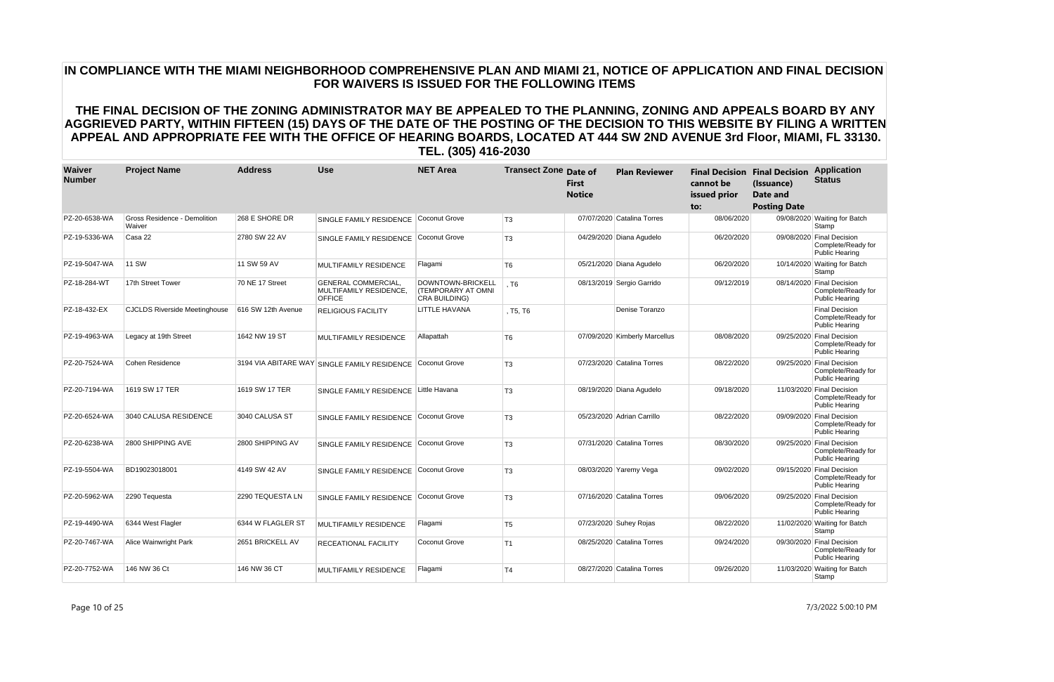# IN COMPLIANCE WITH THE MIAMI NEIGHBORHOOD COMPREHENSIVE PLAN AND MIAMI 21, NOTICE OF APPLICATION AND FINAL DECISION FOR WAIVERS IS ISSUED FOR THE FOLLOWING ITEMS

## THE FINAL DECISION OF THE ZONING ADMINISTRATOR MAY BE APPEALED TO THE PLANNING, ZONING AND APPEALS BOARD BY ANY AGGRIEVED PARTY, WITHIN FIFTEEN (15) DAYS OF THE DATE OF THE POSTING OF THE DECISION TO THIS WEBSITE BY FILING A WRITTEN APPEAL AND APPROPRIATE FEE WITH THE OFFICE OF HEARING BOARDS, LOCATED AT 444 SW 2ND AVENUE 3rd Floor, MIAMI, FL 33130. TEL. (305) 416-2030

| Waiver Number | Project Name | Address | Use | NET Area | Transect Zone | Date of First Notice | Plan Reviewer | Final Decision cannot be issued prior to: | Final Decision (Issuance) Date and Posting Date | Application Status |
|---|---|---|---|---|---|---|---|---|---|---|
| PZ-20-6538-WA | Gross Residence - Demolition Waiver | 268 E SHORE DR | SINGLE FAMILY RESIDENCE | Coconut Grove | T3 | 07/07/2020 | Catalina Torres | 08/06/2020 | 09/08/2020 | Waiting for Batch Stamp |
| PZ-19-5336-WA | Casa 22 | 2780 SW 22 AV | SINGLE FAMILY RESIDENCE | Coconut Grove | T3 | 04/29/2020 | Diana Agudelo | 06/20/2020 | 09/08/2020 | Final Decision Complete/Ready for Public Hearing |
| PZ-19-5047-WA | 11 SW | 11 SW 59 AV | MULTIFAMILY RESIDENCE | Flagami | T6 | 05/21/2020 | Diana Agudelo | 06/20/2020 | 10/14/2020 | Waiting for Batch Stamp |
| PZ-18-284-WT | 17th Street Tower | 70 NE 17 Street | GENERAL COMMERCIAL, MULTIFAMILY RESIDENCE, OFFICE | DOWNTOWN-BRICKELL (TEMPORARY AT OMNI CRA BUILDING) | , T6 | 08/13/2019 | Sergio Garrido | 09/12/2019 | 08/14/2020 | Final Decision Complete/Ready for Public Hearing |
| PZ-18-432-EX | CJCLDS Riverside Meetinghouse | 616 SW 12th Avenue | RELIGIOUS FACILITY | LITTLE HAVANA | , T5, T6 | | Denise Toranzo | | | Final Decision Complete/Ready for Public Hearing |
| PZ-19-4963-WA | Legacy at 19th Street | 1642 NW 19 ST | MULTIFAMILY RESIDENCE | Allapattah | T6 | 07/09/2020 | Kimberly Marcellus | 08/08/2020 | 09/25/2020 | Final Decision Complete/Ready for Public Hearing |
| PZ-20-7524-WA | Cohen Residence | 3194 VIA ABITARE WAY | SINGLE FAMILY RESIDENCE | Coconut Grove | T3 | 07/23/2020 | Catalina Torres | 08/22/2020 | 09/25/2020 | Final Decision Complete/Ready for Public Hearing |
| PZ-20-7194-WA | 1619 SW 17 TER | 1619 SW 17 TER | SINGLE FAMILY RESIDENCE | Little Havana | T3 | 08/19/2020 | Diana Agudelo | 09/18/2020 | 11/03/2020 | Final Decision Complete/Ready for Public Hearing |
| PZ-20-6524-WA | 3040 CALUSA RESIDENCE | 3040 CALUSA ST | SINGLE FAMILY RESIDENCE | Coconut Grove | T3 | 05/23/2020 | Adrian Carrillo | 08/22/2020 | 09/09/2020 | Final Decision Complete/Ready for Public Hearing |
| PZ-20-6238-WA | 2800 SHIPPING AVE | 2800 SHIPPING AV | SINGLE FAMILY RESIDENCE | Coconut Grove | T3 | 07/31/2020 | Catalina Torres | 08/30/2020 | 09/25/2020 | Final Decision Complete/Ready for Public Hearing |
| PZ-19-5504-WA | BD19023018001 | 4149 SW 42 AV | SINGLE FAMILY RESIDENCE | Coconut Grove | T3 | 08/03/2020 | Yaremy Vega | 09/02/2020 | 09/15/2020 | Final Decision Complete/Ready for Public Hearing |
| PZ-20-5962-WA | 2290 Tequesta | 2290 TEQUESTA LN | SINGLE FAMILY RESIDENCE | Coconut Grove | T3 | 07/16/2020 | Catalina Torres | 09/06/2020 | 09/25/2020 | Final Decision Complete/Ready for Public Hearing |
| PZ-19-4490-WA | 6344 West Flagler | 6344 W FLAGLER ST | MULTIFAMILY RESIDENCE | Flagami | T5 | 07/23/2020 | Suhey Rojas | 08/22/2020 | 11/02/2020 | Waiting for Batch Stamp |
| PZ-20-7467-WA | Alice Wainwright Park | 2651 BRICKELL AV | RECEATIONAL FACILITY | Coconut Grove | T1 | 08/25/2020 | Catalina Torres | 09/24/2020 | 09/30/2020 | Final Decision Complete/Ready for Public Hearing |
| PZ-20-7752-WA | 146 NW 36 Ct | 146 NW 36 CT | MULTIFAMILY RESIDENCE | Flagami | T4 | 08/27/2020 | Catalina Torres | 09/26/2020 | 11/03/2020 | Waiting for Batch Stamp |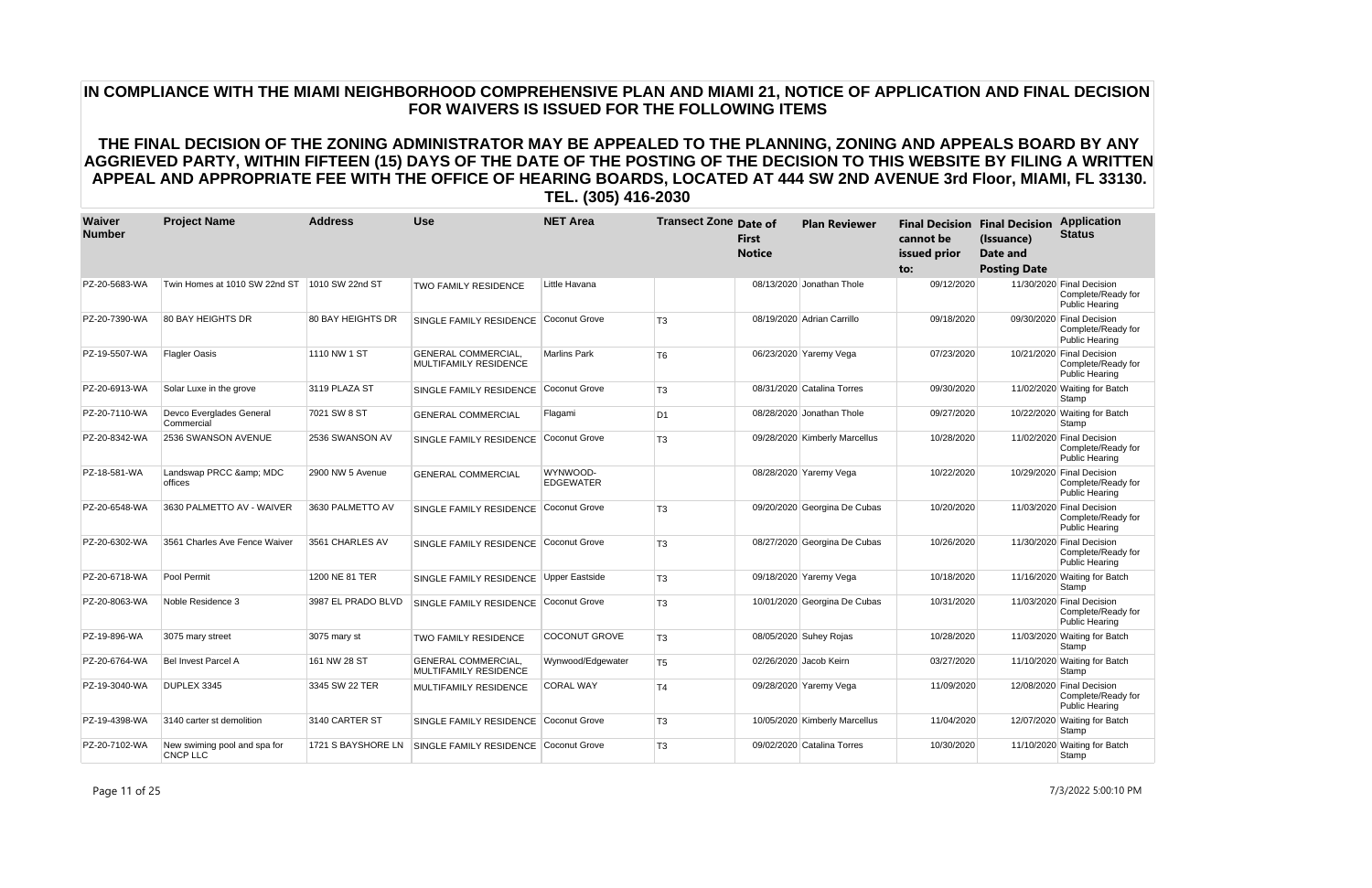# IN COMPLIANCE WITH THE MIAMI NEIGHBORHOOD COMPREHENSIVE PLAN AND MIAMI 21, NOTICE OF APPLICATION AND FINAL DECISION FOR WAIVERS IS ISSUED FOR THE FOLLOWING ITEMS

## THE FINAL DECISION OF THE ZONING ADMINISTRATOR MAY BE APPEALED TO THE PLANNING, ZONING AND APPEALS BOARD BY ANY AGGRIEVED PARTY, WITHIN FIFTEEN (15) DAYS OF THE DATE OF THE POSTING OF THE DECISION TO THIS WEBSITE BY FILING A WRITTEN APPEAL AND APPROPRIATE FEE WITH THE OFFICE OF HEARING BOARDS, LOCATED AT 444 SW 2ND AVENUE 3rd Floor, MIAMI, FL 33130. TEL. (305) 416-2030

| Waiver Number | Project Name | Address | Use | NET Area | Transect Zone | Date of First Notice | Plan Reviewer | Final Decision cannot be issued prior to: | Final Decision (Issuance) Date and Posting Date | Application Status |
|---|---|---|---|---|---|---|---|---|---|---|
| PZ-20-5683-WA | Twin Homes at 1010 SW 22nd ST | 1010 SW 22nd ST | TWO FAMILY RESIDENCE | Little Havana | | 08/13/2020 | Jonathan Thole | 09/12/2020 | 11/30/2020 | Final Decision Complete/Ready for Public Hearing |
| PZ-20-7390-WA | 80 BAY HEIGHTS DR | 80 BAY HEIGHTS DR | SINGLE FAMILY RESIDENCE | Coconut Grove | T3 | 08/19/2020 | Adrian Carrillo | 09/18/2020 | 09/30/2020 | Final Decision Complete/Ready for Public Hearing |
| PZ-19-5507-WA | Flagler Oasis | 1110 NW 1 ST | GENERAL COMMERCIAL, MULTIFAMILY RESIDENCE | Marlins Park | T6 | 06/23/2020 | Yaremy Vega | 07/23/2020 | 10/21/2020 | Final Decision Complete/Ready for Public Hearing |
| PZ-20-6913-WA | Solar Luxe in the grove | 3119 PLAZA ST | SINGLE FAMILY RESIDENCE | Coconut Grove | T3 | 08/31/2020 | Catalina Torres | 09/30/2020 | 11/02/2020 | Waiting for Batch Stamp |
| PZ-20-7110-WA | Devco Everglades General Commercial | 7021 SW 8 ST | GENERAL COMMERCIAL | Flagami | D1 | 08/28/2020 | Jonathan Thole | 09/27/2020 | 10/22/2020 | Waiting for Batch Stamp |
| PZ-20-8342-WA | 2536 SWANSON AVENUE | 2536 SWANSON AV | SINGLE FAMILY RESIDENCE | Coconut Grove | T3 | 09/28/2020 | Kimberly Marcellus | 10/28/2020 | 11/02/2020 | Final Decision Complete/Ready for Public Hearing |
| PZ-18-581-WA | Landswap PRCC &amp; MDC offices | 2900 NW 5 Avenue | GENERAL COMMERCIAL | WYNWOOD-EDGEWATER | | 08/28/2020 | Yaremy Vega | 10/22/2020 | 10/29/2020 | Final Decision Complete/Ready for Public Hearing |
| PZ-20-6548-WA | 3630 PALMETTO AV - WAIVER | 3630 PALMETTO AV | SINGLE FAMILY RESIDENCE | Coconut Grove | T3 | 09/20/2020 | Georgina De Cubas | 10/20/2020 | 11/03/2020 | Final Decision Complete/Ready for Public Hearing |
| PZ-20-6302-WA | 3561 Charles Ave Fence Waiver | 3561 CHARLES AV | SINGLE FAMILY RESIDENCE | Coconut Grove | T3 | 08/27/2020 | Georgina De Cubas | 10/26/2020 | 11/30/2020 | Final Decision Complete/Ready for Public Hearing |
| PZ-20-6718-WA | Pool Permit | 1200 NE 81 TER | SINGLE FAMILY RESIDENCE | Upper Eastside | T3 | 09/18/2020 | Yaremy Vega | 10/18/2020 | 11/16/2020 | Waiting for Batch Stamp |
| PZ-20-8063-WA | Noble Residence 3 | 3987 EL PRADO BLVD | SINGLE FAMILY RESIDENCE | Coconut Grove | T3 | 10/01/2020 | Georgina De Cubas | 10/31/2020 | 11/03/2020 | Final Decision Complete/Ready for Public Hearing |
| PZ-19-896-WA | 3075 mary street | 3075 mary st | TWO FAMILY RESIDENCE | COCONUT GROVE | T3 | 08/05/2020 | Suhey Rojas | 10/28/2020 | 11/03/2020 | Waiting for Batch Stamp |
| PZ-20-6764-WA | Bel Invest Parcel A | 161 NW 28 ST | GENERAL COMMERCIAL, MULTIFAMILY RESIDENCE | Wynwood/Edgewater | T5 | 02/26/2020 | Jacob Keirn | 03/27/2020 | 11/10/2020 | Waiting for Batch Stamp |
| PZ-19-3040-WA | DUPLEX 3345 | 3345 SW 22 TER | MULTIFAMILY RESIDENCE | CORAL WAY | T4 | 09/28/2020 | Yaremy Vega | 11/09/2020 | 12/08/2020 | Final Decision Complete/Ready for Public Hearing |
| PZ-19-4398-WA | 3140 carter st demolition | 3140 CARTER ST | SINGLE FAMILY RESIDENCE | Coconut Grove | T3 | 10/05/2020 | Kimberly Marcellus | 11/04/2020 | 12/07/2020 | Waiting for Batch Stamp |
| PZ-20-7102-WA | New swiming pool and spa for CNCP LLC | 1721 S BAYSHORE LN | SINGLE FAMILY RESIDENCE | Coconut Grove | T3 | 09/02/2020 | Catalina Torres | 10/30/2020 | 11/10/2020 | Waiting for Batch Stamp |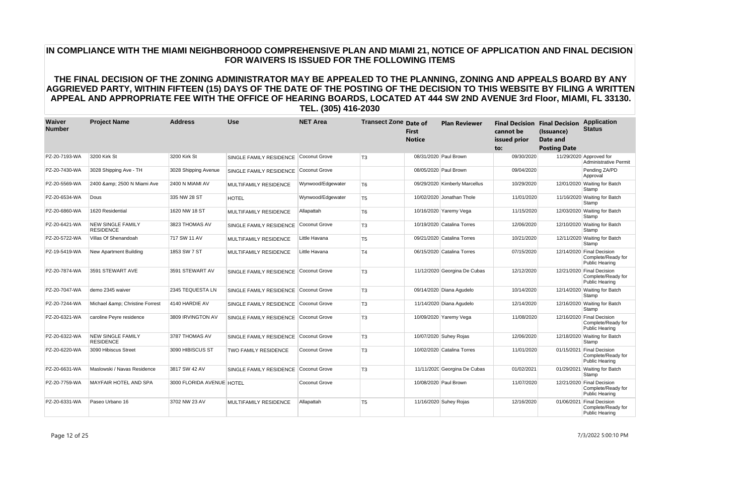# IN COMPLIANCE WITH THE MIAMI NEIGHBORHOOD COMPREHENSIVE PLAN AND MIAMI 21, NOTICE OF APPLICATION AND FINAL DECISION FOR WAIVERS IS ISSUED FOR THE FOLLOWING ITEMS

## THE FINAL DECISION OF THE ZONING ADMINISTRATOR MAY BE APPEALED TO THE PLANNING, ZONING AND APPEALS BOARD BY ANY AGGRIEVED PARTY, WITHIN FIFTEEN (15) DAYS OF THE DATE OF THE POSTING OF THE DECISION TO THIS WEBSITE BY FILING A WRITTEN APPEAL AND APPROPRIATE FEE WITH THE OFFICE OF HEARING BOARDS, LOCATED AT 444 SW 2ND AVENUE 3rd Floor, MIAMI, FL 33130. TEL. (305) 416-2030

| Waiver Number | Project Name | Address | Use | NET Area | Transect Zone | Date of First Notice | Plan Reviewer | Final Decision cannot be issued prior to: | Final Decision (Issuance) Date and Posting Date | Application Status |
|---|---|---|---|---|---|---|---|---|---|---|
| PZ-20-7193-WA | 3200 Kirk St | 3200 Kirk St | SINGLE FAMILY RESIDENCE | Coconut Grove | T3 | 08/31/2020 | Paul Brown | 09/30/2020 | 11/29/2020 | Approved for Administrative Permit |
| PZ-20-7430-WA | 3028 Shipping Ave - TH | 3028 Shipping Avenue | SINGLE FAMILY RESIDENCE | Coconut Grove | | 08/05/2020 | Paul Brown | 09/04/2020 | | Pending ZA/PD Approval |
| PZ-20-5569-WA | 2400 &amp; 2500 N Miami Ave | 2400 N MIAMI AV | MULTIFAMILY RESIDENCE | Wynwood/Edgewater | T6 | 09/29/2020 | Kimberly Marcellus | 10/29/2020 | 12/01/2020 | Waiting for Batch Stamp |
| PZ-20-6534-WA | Dous | 335 NW 28 ST | HOTEL | Wynwood/Edgewater | T5 | 10/02/2020 | Jonathan Thole | 11/01/2020 | 11/16/2020 | Waiting for Batch Stamp |
| PZ-20-6860-WA | 1620 Residential | 1620 NW 18 ST | MULTIFAMILY RESIDENCE | Allapattah | T6 | 10/16/2020 | Yaremy Vega | 11/15/2020 | 12/03/2020 | Waiting for Batch Stamp |
| PZ-20-6421-WA | NEW SINGLE FAMILY RESIDENCE | 3823 THOMAS AV | SINGLE FAMILY RESIDENCE | Coconut Grove | T3 | 10/19/2020 | Catalina Torres | 12/06/2020 | 12/10/2020 | Waiting for Batch Stamp |
| PZ-20-5722-WA | Villas Of Shenandoah | 717 SW 11 AV | MULTIFAMILY RESIDENCE | Little Havana | T5 | 09/21/2020 | Catalina Torres | 10/21/2020 | 12/11/2020 | Waiting for Batch Stamp |
| PZ-19-5419-WA | New Apartment Building | 1853 SW 7 ST | MULTIFAMILY RESIDENCE | Little Havana | T4 | 06/15/2020 | Catalina Torres | 07/15/2020 | 12/14/2020 | Final Decision Complete/Ready for Public Hearing |
| PZ-20-7874-WA | 3591 STEWART AVE | 3591 STEWART AV | SINGLE FAMILY RESIDENCE | Coconut Grove | T3 | 11/12/2020 | Georgina De Cubas | 12/12/2020 | 12/21/2020 | Final Decision Complete/Ready for Public Hearing |
| PZ-20-7047-WA | demo 2345 waiver | 2345 TEQUESTA LN | SINGLE FAMILY RESIDENCE | Coconut Grove | T3 | 09/14/2020 | Diana Agudelo | 10/14/2020 | 12/14/2020 | Waiting for Batch Stamp |
| PZ-20-7244-WA | Michael &amp; Christine Forrest | 4140 HARDIE AV | SINGLE FAMILY RESIDENCE | Coconut Grove | T3 | 11/14/2020 | Diana Agudelo | 12/14/2020 | 12/16/2020 | Waiting for Batch Stamp |
| PZ-20-6321-WA | caroline Peyre residence | 3809 IRVINGTON AV | SINGLE FAMILY RESIDENCE | Coconut Grove | T3 | 10/09/2020 | Yaremy Vega | 11/08/2020 | 12/16/2020 | Final Decision Complete/Ready for Public Hearing |
| PZ-20-6322-WA | NEW SINGLE FAMILY RESIDENCE | 3787 THOMAS AV | SINGLE FAMILY RESIDENCE | Coconut Grove | T3 | 10/07/2020 | Suhey Rojas | 12/06/2020 | 12/18/2020 | Waiting for Batch Stamp |
| PZ-20-6220-WA | 3090 Hibiscus Street | 3090 HIBISCUS ST | TWO FAMILY RESIDENCE | Coconut Grove | T3 | 10/02/2020 | Catalina Torres | 11/01/2020 | 01/15/2021 | Final Decision Complete/Ready for Public Hearing |
| PZ-20-6631-WA | Maslowski / Navas Residence | 3817 SW 42 AV | SINGLE FAMILY RESIDENCE | Coconut Grove | T3 | 11/11/2020 | Georgina De Cubas | 01/02/2021 | 01/29/2021 | Waiting for Batch Stamp |
| PZ-20-7759-WA | MAYFAIR HOTEL AND SPA | 3000 FLORIDA AVENUE | HOTEL | Coconut Grove | | 10/08/2020 | Paul Brown | 11/07/2020 | 12/21/2020 | Final Decision Complete/Ready for Public Hearing |
| PZ-20-6331-WA | Paseo Urbano 16 | 3702 NW 23 AV | MULTIFAMILY RESIDENCE | Allapattah | T5 | 11/16/2020 | Suhey Rojas | 12/16/2020 | 01/06/2021 | Final Decision Complete/Ready for Public Hearing |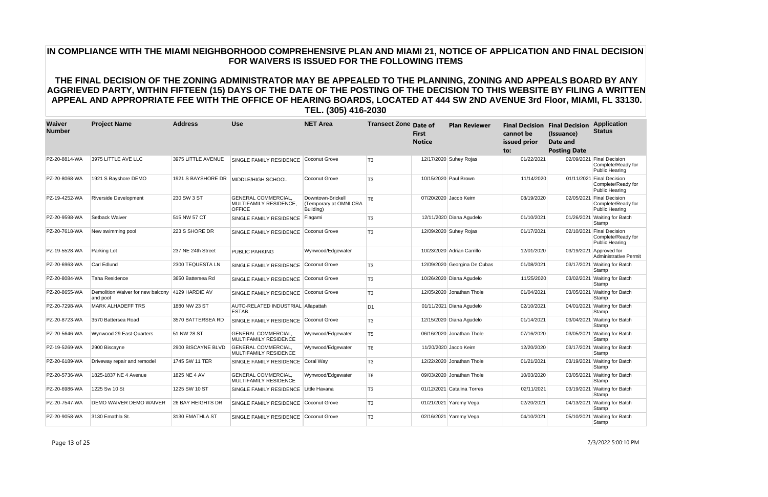# IN COMPLIANCE WITH THE MIAMI NEIGHBORHOOD COMPREHENSIVE PLAN AND MIAMI 21, NOTICE OF APPLICATION AND FINAL DECISION FOR WAIVERS IS ISSUED FOR THE FOLLOWING ITEMS

## THE FINAL DECISION OF THE ZONING ADMINISTRATOR MAY BE APPEALED TO THE PLANNING, ZONING AND APPEALS BOARD BY ANY AGGRIEVED PARTY, WITHIN FIFTEEN (15) DAYS OF THE DATE OF THE POSTING OF THE DECISION TO THIS WEBSITE BY FILING A WRITTEN APPEAL AND APPROPRIATE FEE WITH THE OFFICE OF HEARING BOARDS, LOCATED AT 444 SW 2ND AVENUE 3rd Floor, MIAMI, FL 33130. TEL. (305) 416-2030

| Waiver Number | Project Name | Address | Use | NET Area | Transect Zone | Date of First Notice | Plan Reviewer | Final Decision cannot be issued prior to: | Final Decision (Issuance) Date and Posting Date | Application Status |
|---|---|---|---|---|---|---|---|---|---|---|
| PZ-20-8814-WA | 3975 LITTLE AVE LLC | 3975 LITTLE AVENUE | SINGLE FAMILY RESIDENCE | Coconut Grove | T3 | 12/17/2020 | Suhey Rojas | 01/22/2021 | 02/09/2021 | Final Decision Complete/Ready for Public Hearing |
| PZ-20-8068-WA | 1921 S Bayshore DEMO | 1921 S BAYSHORE DR | MIDDLE/HIGH SCHOOL | Coconut Grove | T3 | 10/15/2020 | Paul Brown | 11/14/2020 | 01/11/2021 | Final Decision Complete/Ready for Public Hearing |
| PZ-19-4252-WA | Riverside Development | 230 SW 3 ST | GENERAL COMMERCIAL, MULTIFAMILY RESIDENCE, OFFICE | Downtown-Brickell (Temporary at OMNI CRA Building) | T6 | 07/20/2020 | Jacob Keirn | 08/19/2020 | 02/05/2021 | Final Decision Complete/Ready for Public Hearing |
| PZ-20-9598-WA | Setback Waiver | 515 NW 57 CT | SINGLE FAMILY RESIDENCE | Flagami | T3 | 12/11/2020 | Diana Agudelo | 01/10/2021 | 01/26/2021 | Waiting for Batch Stamp |
| PZ-20-7618-WA | New swimming pool | 223 S SHORE DR | SINGLE FAMILY RESIDENCE | Coconut Grove | T3 | 12/09/2020 | Suhey Rojas | 01/17/2021 | 02/10/2021 | Final Decision Complete/Ready for Public Hearing |
| PZ-19-5528-WA | Parking Lot | 237 NE 24th Street | PUBLIC PARKING | Wynwood/Edgewater | | 10/23/2020 | Adrian Carrillo | 12/01/2020 | 03/19/2021 | Approved for Administrative Permit |
| PZ-20-6963-WA | Carl Edlund | 2300 TEQUESTA LN | SINGLE FAMILY RESIDENCE | Coconut Grove | T3 | 12/09/2020 | Georgina De Cubas | 01/08/2021 | 03/17/2021 | Waiting for Batch Stamp |
| PZ-20-8084-WA | Taha Residence | 3650 Battersea Rd | SINGLE FAMILY RESIDENCE | Coconut Grove | T3 | 10/26/2020 | Diana Agudelo | 11/25/2020 | 03/02/2021 | Waiting for Batch Stamp |
| PZ-20-8655-WA | Demolition Waiver for new balcony and pool | 4129 HARDIE AV | SINGLE FAMILY RESIDENCE | Coconut Grove | T3 | 12/05/2020 | Jonathan Thole | 01/04/2021 | 03/05/2021 | Waiting for Batch Stamp |
| PZ-20-7298-WA | MARK ALHADEFF TRS | 1880 NW 23 ST | AUTO-RELATED INDUSTRIAL ESTAB. | Allapattah | D1 | 01/11/2021 | Diana Agudelo | 02/10/2021 | 04/01/2021 | Waiting for Batch Stamp |
| PZ-20-8723-WA | 3570 Battersea Road | 3570 BATTERSEA RD | SINGLE FAMILY RESIDENCE | Coconut Grove | T3 | 12/15/2020 | Diana Agudelo | 01/14/2021 | 03/04/2021 | Waiting for Batch Stamp |
| PZ-20-5646-WA | Wynwood 29 East-Quarters | 51 NW 28 ST | GENERAL COMMERCIAL, MULTIFAMILY RESIDENCE | Wynwood/Edgewater | T5 | 06/16/2020 | Jonathan Thole | 07/16/2020 | 03/05/2021 | Waiting for Batch Stamp |
| PZ-19-5269-WA | 2900 Biscayne | 2900 BISCAYNE BLVD | GENERAL COMMERCIAL, MULTIFAMILY RESIDENCE | Wynwood/Edgewater | T6 | 11/20/2020 | Jacob Keirn | 12/20/2020 | 03/17/2021 | Waiting for Batch Stamp |
| PZ-20-6189-WA | Driveway repair and remodel | 1745 SW 11 TER | SINGLE FAMILY RESIDENCE | Coral Way | T3 | 12/22/2020 | Jonathan Thole | 01/21/2021 | 03/19/2021 | Waiting for Batch Stamp |
| PZ-20-5736-WA | 1825-1837 NE 4 Avenue | 1825 NE 4 AV | GENERAL COMMERCIAL, MULTIFAMILY RESIDENCE | Wynwood/Edgewater | T6 | 09/03/2020 | Jonathan Thole | 10/03/2020 | 03/05/2021 | Waiting for Batch Stamp |
| PZ-20-6986-WA | 1225 Sw 10 St | 1225 SW 10 ST | SINGLE FAMILY RESIDENCE | Little Havana | T3 | 01/12/2021 | Catalina Torres | 02/11/2021 | 03/19/2021 | Waiting for Batch Stamp |
| PZ-20-7547-WA | DEMO WAIVER DEMO WAIVER | 26 BAY HEIGHTS DR | SINGLE FAMILY RESIDENCE | Coconut Grove | T3 | 01/21/2021 | Yaremy Vega | 02/20/2021 | 04/13/2021 | Waiting for Batch Stamp |
| PZ-20-9058-WA | 3130 Emathla St. | 3130 EMATHLA ST | SINGLE FAMILY RESIDENCE | Coconut Grove | T3 | 02/16/2021 | Yaremy Vega | 04/10/2021 | 05/10/2021 | Waiting for Batch Stamp |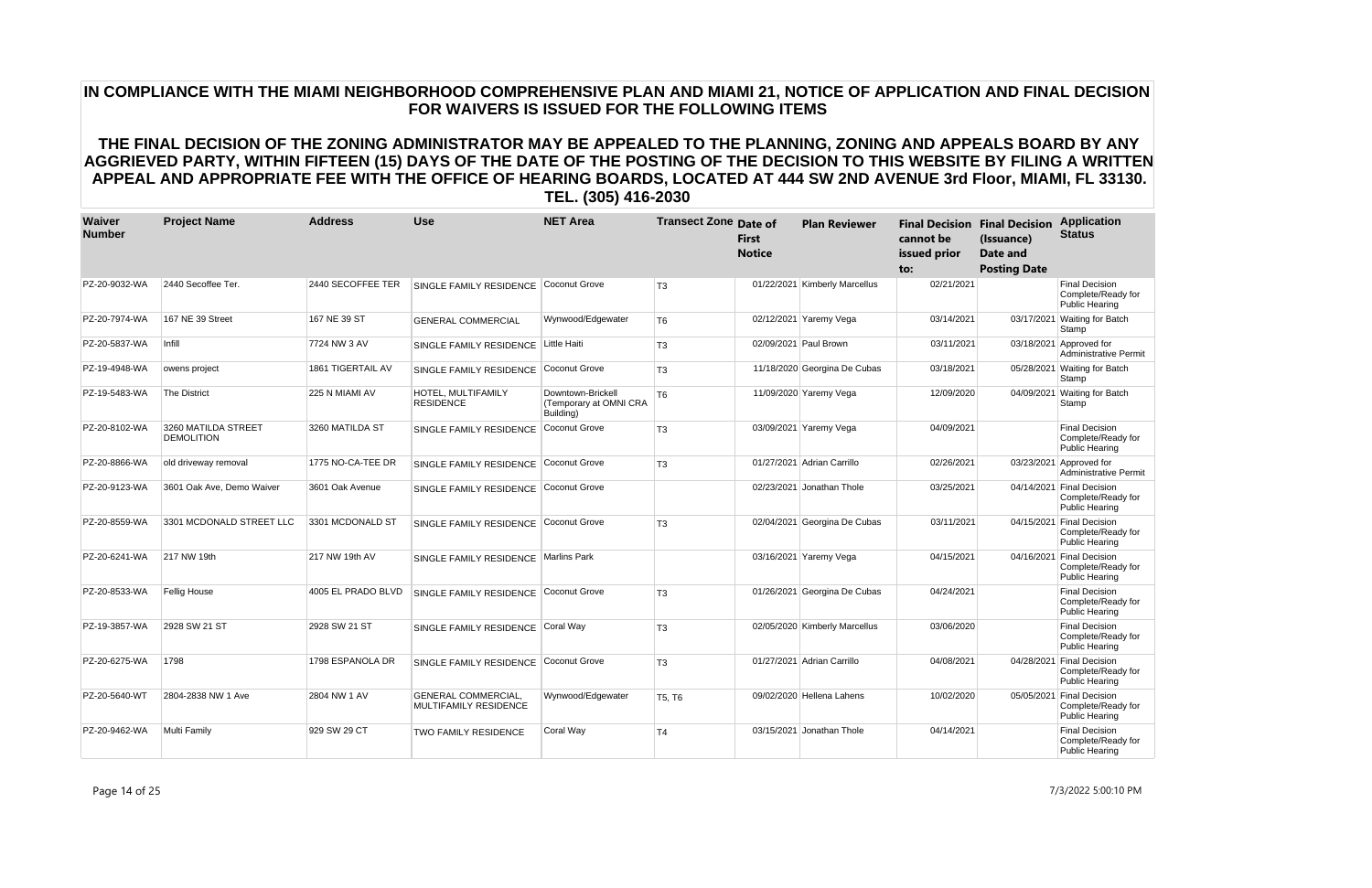# IN COMPLIANCE WITH THE MIAMI NEIGHBORHOOD COMPREHENSIVE PLAN AND MIAMI 21, NOTICE OF APPLICATION AND FINAL DECISION FOR WAIVERS IS ISSUED FOR THE FOLLOWING ITEMS

## THE FINAL DECISION OF THE ZONING ADMINISTRATOR MAY BE APPEALED TO THE PLANNING, ZONING AND APPEALS BOARD BY ANY AGGRIEVED PARTY, WITHIN FIFTEEN (15) DAYS OF THE DATE OF THE POSTING OF THE DECISION TO THIS WEBSITE BY FILING A WRITTEN APPEAL AND APPROPRIATE FEE WITH THE OFFICE OF HEARING BOARDS, LOCATED AT 444 SW 2ND AVENUE 3rd Floor, MIAMI, FL 33130. TEL. (305) 416-2030

| Waiver Number | Project Name | Address | Use | NET Area | Transect Zone | Date of First Notice | Plan Reviewer | Final Decision cannot be issued prior to: | Final Decision (Issuance) Date and Posting Date | Application Status |
|---|---|---|---|---|---|---|---|---|---|---|
| PZ-20-9032-WA | 2440 Secoffee Ter. | 2440 SECOFFEE TER | SINGLE FAMILY RESIDENCE | Coconut Grove | T3 | 01/22/2021 | Kimberly Marcellus | 02/21/2021 | | Final Decision Complete/Ready for Public Hearing |
| PZ-20-7974-WA | 167 NE 39 Street | 167 NE 39 ST | GENERAL COMMERCIAL | Wynwood/Edgewater | T6 | 02/12/2021 | Yaremy Vega | 03/14/2021 | 03/17/2021 | Waiting for Batch Stamp |
| PZ-20-5837-WA | Infill | 7724 NW 3 AV | SINGLE FAMILY RESIDENCE | Little Haiti | T3 | 02/09/2021 | Paul Brown | 03/11/2021 | 03/18/2021 | Approved for Administrative Permit |
| PZ-19-4948-WA | owens project | 1861 TIGERTAIL AV | SINGLE FAMILY RESIDENCE | Coconut Grove | T3 | 11/18/2020 | Georgina De Cubas | 03/18/2021 | 05/28/2021 | Waiting for Batch Stamp |
| PZ-19-5483-WA | The District | 225 N MIAMI AV | HOTEL, MULTIFAMILY RESIDENCE | Downtown-Brickell (Temporary at OMNI CRA Building) | T6 | 11/09/2020 | Yaremy Vega | 12/09/2020 | 04/09/2021 | Waiting for Batch Stamp |
| PZ-20-8102-WA | 3260 MATILDA STREET DEMOLITION | 3260 MATILDA ST | SINGLE FAMILY RESIDENCE | Coconut Grove | T3 | 03/09/2021 | Yaremy Vega | 04/09/2021 | | Final Decision Complete/Ready for Public Hearing |
| PZ-20-8866-WA | old driveway removal | 1775 NO-CA-TEE DR | SINGLE FAMILY RESIDENCE | Coconut Grove | T3 | 01/27/2021 | Adrian Carrillo | 02/26/2021 | 03/23/2021 | Approved for Administrative Permit |
| PZ-20-9123-WA | 3601 Oak Ave, Demo Waiver | 3601 Oak Avenue | SINGLE FAMILY RESIDENCE | Coconut Grove | | 02/23/2021 | Jonathan Thole | 03/25/2021 | 04/14/2021 | Final Decision Complete/Ready for Public Hearing |
| PZ-20-8559-WA | 3301 MCDONALD STREET LLC | 3301 MCDONALD ST | SINGLE FAMILY RESIDENCE | Coconut Grove | T3 | 02/04/2021 | Georgina De Cubas | 03/11/2021 | 04/15/2021 | Final Decision Complete/Ready for Public Hearing |
| PZ-20-6241-WA | 217 NW 19th | 217 NW 19th AV | SINGLE FAMILY RESIDENCE | Marlins Park | | 03/16/2021 | Yaremy Vega | 04/15/2021 | 04/16/2021 | Final Decision Complete/Ready for Public Hearing |
| PZ-20-8533-WA | Fellig House | 4005 EL PRADO BLVD | SINGLE FAMILY RESIDENCE | Coconut Grove | T3 | 01/26/2021 | Georgina De Cubas | 04/24/2021 | | Final Decision Complete/Ready for Public Hearing |
| PZ-19-3857-WA | 2928 SW 21 ST | 2928 SW 21 ST | SINGLE FAMILY RESIDENCE | Coral Way | T3 | 02/05/2020 | Kimberly Marcellus | 03/06/2020 | | Final Decision Complete/Ready for Public Hearing |
| PZ-20-6275-WA | 1798 | 1798 ESPANOLA DR | SINGLE FAMILY RESIDENCE | Coconut Grove | T3 | 01/27/2021 | Adrian Carrillo | 04/08/2021 | 04/28/2021 | Final Decision Complete/Ready for Public Hearing |
| PZ-20-5640-WT | 2804-2838 NW 1 Ave | 2804 NW 1 AV | GENERAL COMMERCIAL, MULTIFAMILY RESIDENCE | Wynwood/Edgewater | T5, T6 | 09/02/2020 | Hellena Lahens | 10/02/2020 | 05/05/2021 | Final Decision Complete/Ready for Public Hearing |
| PZ-20-9462-WA | Multi Family | 929 SW 29 CT | TWO FAMILY RESIDENCE | Coral Way | T4 | 03/15/2021 | Jonathan Thole | 04/14/2021 | | Final Decision Complete/Ready for Public Hearing |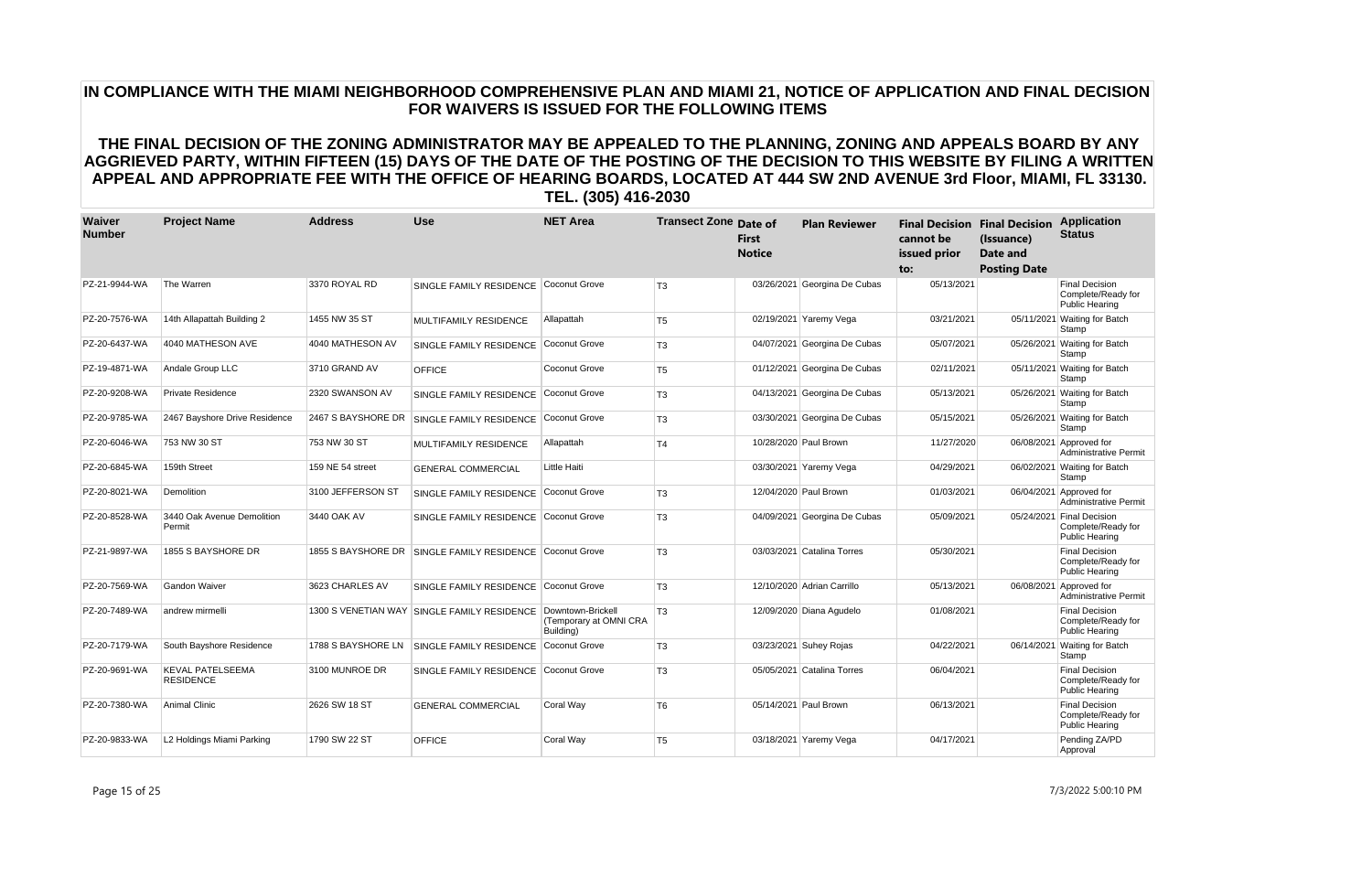# IN COMPLIANCE WITH THE MIAMI NEIGHBORHOOD COMPREHENSIVE PLAN AND MIAMI 21, NOTICE OF APPLICATION AND FINAL DECISION FOR WAIVERS IS ISSUED FOR THE FOLLOWING ITEMS

## THE FINAL DECISION OF THE ZONING ADMINISTRATOR MAY BE APPEALED TO THE PLANNING, ZONING AND APPEALS BOARD BY ANY AGGRIEVED PARTY, WITHIN FIFTEEN (15) DAYS OF THE DATE OF THE POSTING OF THE DECISION TO THIS WEBSITE BY FILING A WRITTEN APPEAL AND APPROPRIATE FEE WITH THE OFFICE OF HEARING BOARDS, LOCATED AT 444 SW 2ND AVENUE 3rd Floor, MIAMI, FL 33130. TEL. (305) 416-2030

| Waiver Number | Project Name | Address | Use | NET Area | Transect Zone | Date of First Notice | Plan Reviewer | Final Decision cannot be issued prior to: | Final Decision (Issuance) Date and Posting Date | Application Status |
|---|---|---|---|---|---|---|---|---|---|---|
| PZ-21-9944-WA | The Warren | 3370 ROYAL RD | SINGLE FAMILY RESIDENCE | Coconut Grove | T3 | 03/26/2021 | Georgina De Cubas | 05/13/2021 | | Final Decision Complete/Ready for Public Hearing |
| PZ-20-7576-WA | 14th Allapattah Building 2 | 1455 NW 35 ST | MULTIFAMILY RESIDENCE | Allapattah | T5 | 02/19/2021 | Yaremy Vega | 03/21/2021 | 05/11/2021 | Waiting for Batch Stamp |
| PZ-20-6437-WA | 4040 MATHESON AVE | 4040 MATHESON AV | SINGLE FAMILY RESIDENCE | Coconut Grove | T3 | 04/07/2021 | Georgina De Cubas | 05/07/2021 | 05/26/2021 | Waiting for Batch Stamp |
| PZ-19-4871-WA | Andale Group LLC | 3710 GRAND AV | OFFICE | Coconut Grove | T5 | 01/12/2021 | Georgina De Cubas | 02/11/2021 | 05/11/2021 | Waiting for Batch Stamp |
| PZ-20-9208-WA | Private Residence | 2320 SWANSON AV | SINGLE FAMILY RESIDENCE | Coconut Grove | T3 | 04/13/2021 | Georgina De Cubas | 05/13/2021 | 05/26/2021 | Waiting for Batch Stamp |
| PZ-20-9785-WA | 2467 Bayshore Drive Residence | 2467 S BAYSHORE DR | SINGLE FAMILY RESIDENCE | Coconut Grove | T3 | 03/30/2021 | Georgina De Cubas | 05/15/2021 | 05/26/2021 | Waiting for Batch Stamp |
| PZ-20-6046-WA | 753 NW 30 ST | 753 NW 30 ST | MULTIFAMILY RESIDENCE | Allapattah | T4 | 10/28/2020 | Paul Brown | 11/27/2020 | 06/08/2021 | Approved for Administrative Permit |
| PZ-20-6845-WA | 159th Street | 159 NE 54 street | GENERAL COMMERCIAL | Little Haiti | | 03/30/2021 | Yaremy Vega | 04/29/2021 | 06/02/2021 | Waiting for Batch Stamp |
| PZ-20-8021-WA | Demolition | 3100 JEFFERSON ST | SINGLE FAMILY RESIDENCE | Coconut Grove | T3 | 12/04/2020 | Paul Brown | 01/03/2021 | 06/04/2021 | Approved for Administrative Permit |
| PZ-20-8528-WA | 3440 Oak Avenue Demolition Permit | 3440 OAK AV | SINGLE FAMILY RESIDENCE | Coconut Grove | T3 | 04/09/2021 | Georgina De Cubas | 05/09/2021 | 05/24/2021 | Final Decision Complete/Ready for Public Hearing |
| PZ-21-9897-WA | 1855 S BAYSHORE DR | 1855 S BAYSHORE DR | SINGLE FAMILY RESIDENCE | Coconut Grove | T3 | 03/03/2021 | Catalina Torres | 05/30/2021 | | Final Decision Complete/Ready for Public Hearing |
| PZ-20-7569-WA | Gandon Waiver | 3623 CHARLES AV | SINGLE FAMILY RESIDENCE | Coconut Grove | T3 | 12/10/2020 | Adrian Carrillo | 05/13/2021 | 06/08/2021 | Approved for Administrative Permit |
| PZ-20-7489-WA | andrew mirmelli | 1300 S VENETIAN WAY | SINGLE FAMILY RESIDENCE | Downtown-Brickell (Temporary at OMNI CRA Building) | T3 | 12/09/2020 | Diana Agudelo | 01/08/2021 | | Final Decision Complete/Ready for Public Hearing |
| PZ-20-7179-WA | South Bayshore Residence | 1788 S BAYSHORE LN | SINGLE FAMILY RESIDENCE | Coconut Grove | T3 | 03/23/2021 | Suhey Rojas | 04/22/2021 | 06/14/2021 | Waiting for Batch Stamp |
| PZ-20-9691-WA | KEVAL PATELSEEMA RESIDENCE | 3100 MUNROE DR | SINGLE FAMILY RESIDENCE | Coconut Grove | T3 | 05/05/2021 | Catalina Torres | 06/04/2021 | | Final Decision Complete/Ready for Public Hearing |
| PZ-20-7380-WA | Animal Clinic | 2626 SW 18 ST | GENERAL COMMERCIAL | Coral Way | T6 | 05/14/2021 | Paul Brown | 06/13/2021 | | Final Decision Complete/Ready for Public Hearing |
| PZ-20-9833-WA | L2 Holdings Miami Parking | 1790 SW 22 ST | OFFICE | Coral Way | T5 | 03/18/2021 | Yaremy Vega | 04/17/2021 | | Pending ZA/PD Approval |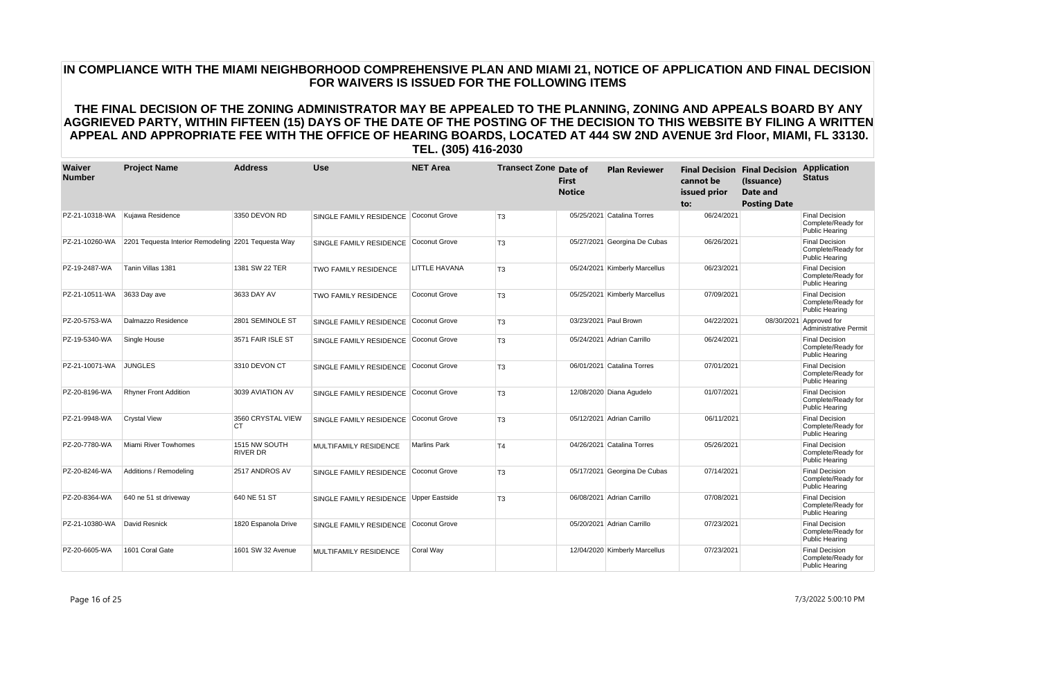# IN COMPLIANCE WITH THE MIAMI NEIGHBORHOOD COMPREHENSIVE PLAN AND MIAMI 21, NOTICE OF APPLICATION AND FINAL DECISION FOR WAIVERS IS ISSUED FOR THE FOLLOWING ITEMS

## THE FINAL DECISION OF THE ZONING ADMINISTRATOR MAY BE APPEALED TO THE PLANNING, ZONING AND APPEALS BOARD BY ANY AGGRIEVED PARTY, WITHIN FIFTEEN (15) DAYS OF THE DATE OF THE POSTING OF THE DECISION TO THIS WEBSITE BY FILING A WRITTEN APPEAL AND APPROPRIATE FEE WITH THE OFFICE OF HEARING BOARDS, LOCATED AT 444 SW 2ND AVENUE 3rd Floor, MIAMI, FL 33130. TEL. (305) 416-2030

| Waiver Number | Project Name | Address | Use | NET Area | Transect Zone | Date of First Notice | Plan Reviewer | Final Decision cannot be issued prior to: | Final Decision (Issuance) Date and Posting Date | Application Status |
|---|---|---|---|---|---|---|---|---|---|---|
| PZ-21-10318-WA | Kujawa Residence | 3350 DEVON RD | SINGLE FAMILY RESIDENCE | Coconut Grove | T3 | 05/25/2021 | Catalina Torres | 06/24/2021 | | Final Decision Complete/Ready for Public Hearing |
| PZ-21-10260-WA | 2201 Tequesta Interior Remodeling | 2201 Tequesta Way | SINGLE FAMILY RESIDENCE | Coconut Grove | T3 | 05/27/2021 | Georgina De Cubas | 06/26/2021 | | Final Decision Complete/Ready for Public Hearing |
| PZ-19-2487-WA | Tanin Villas 1381 | 1381 SW 22 TER | TWO FAMILY RESIDENCE | LITTLE HAVANA | T3 | 05/24/2021 | Kimberly Marcellus | 06/23/2021 | | Final Decision Complete/Ready for Public Hearing |
| PZ-21-10511-WA | 3633 Day ave | 3633 DAY AV | TWO FAMILY RESIDENCE | Coconut Grove | T3 | 05/25/2021 | Kimberly Marcellus | 07/09/2021 | | Final Decision Complete/Ready for Public Hearing |
| PZ-20-5753-WA | Dalmazzo Residence | 2801 SEMINOLE ST | SINGLE FAMILY RESIDENCE | Coconut Grove | T3 | 03/23/2021 | Paul Brown | 04/22/2021 | 08/30/2021 | Approved for Administrative Permit |
| PZ-19-5340-WA | Single House | 3571 FAIR ISLE ST | SINGLE FAMILY RESIDENCE | Coconut Grove | T3 | 05/24/2021 | Adrian Carrillo | 06/24/2021 | | Final Decision Complete/Ready for Public Hearing |
| PZ-21-10071-WA | JUNGLES | 3310 DEVON CT | SINGLE FAMILY RESIDENCE | Coconut Grove | T3 | 06/01/2021 | Catalina Torres | 07/01/2021 | | Final Decision Complete/Ready for Public Hearing |
| PZ-20-8196-WA | Rhyner Front Addition | 3039 AVIATION AV | SINGLE FAMILY RESIDENCE | Coconut Grove | T3 | 12/08/2020 | Diana Agudelo | 01/07/2021 | | Final Decision Complete/Ready for Public Hearing |
| PZ-21-9948-WA | Crystal View | 3560 CRYSTAL VIEW CT | SINGLE FAMILY RESIDENCE | Coconut Grove | T3 | 05/12/2021 | Adrian Carrillo | 06/11/2021 | | Final Decision Complete/Ready for Public Hearing |
| PZ-20-7780-WA | Miami River Towhomes | 1515 NW SOUTH RIVER DR | MULTIFAMILY RESIDENCE | Marlins Park | T4 | 04/26/2021 | Catalina Torres | 05/26/2021 | | Final Decision Complete/Ready for Public Hearing |
| PZ-20-8246-WA | Additions / Remodeling | 2517 ANDROS AV | SINGLE FAMILY RESIDENCE | Coconut Grove | T3 | 05/17/2021 | Georgina De Cubas | 07/14/2021 | | Final Decision Complete/Ready for Public Hearing |
| PZ-20-8364-WA | 640 ne 51 st driveway | 640 NE 51 ST | SINGLE FAMILY RESIDENCE | Upper Eastside | T3 | 06/08/2021 | Adrian Carrillo | 07/08/2021 | | Final Decision Complete/Ready for Public Hearing |
| PZ-21-10380-WA | David Resnick | 1820 Espanola Drive | SINGLE FAMILY RESIDENCE | Coconut Grove | | 05/20/2021 | Adrian Carrillo | 07/23/2021 | | Final Decision Complete/Ready for Public Hearing |
| PZ-20-6605-WA | 1601 Coral Gate | 1601 SW 32 Avenue | MULTIFAMILY RESIDENCE | Coral Way | | 12/04/2020 | Kimberly Marcellus | 07/23/2021 | | Final Decision Complete/Ready for Public Hearing |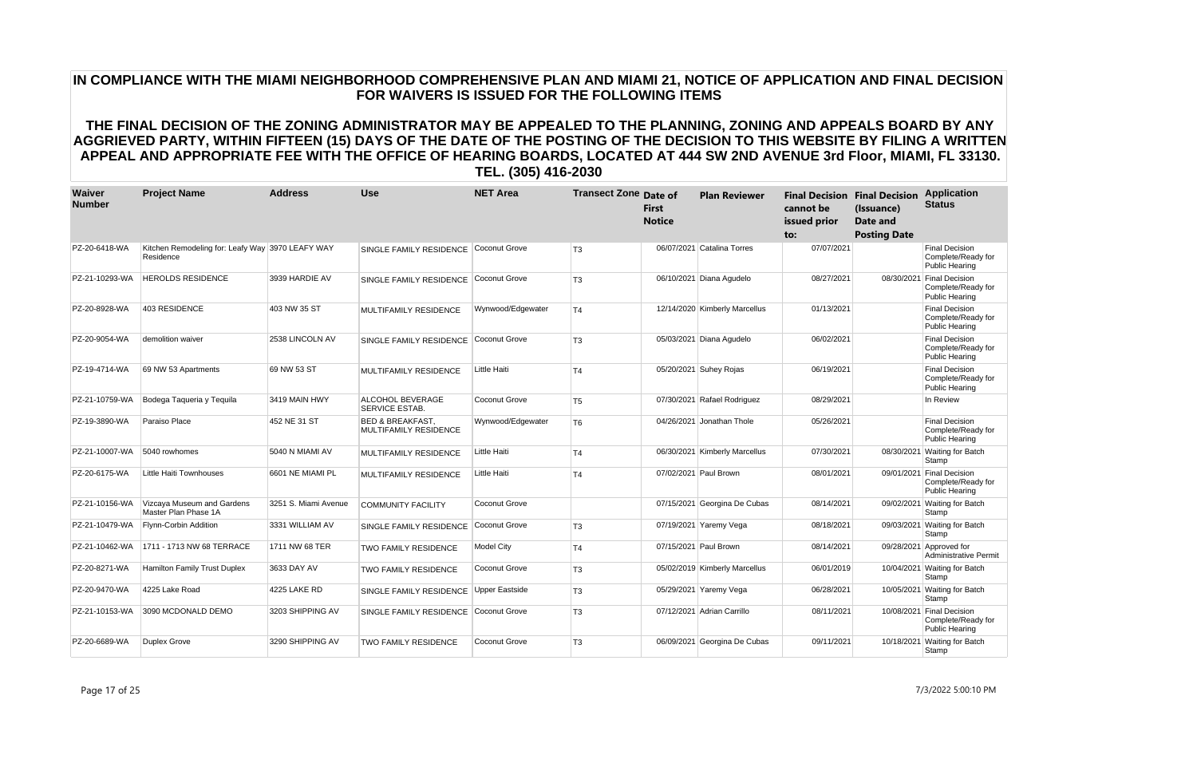# IN COMPLIANCE WITH THE MIAMI NEIGHBORHOOD COMPREHENSIVE PLAN AND MIAMI 21, NOTICE OF APPLICATION AND FINAL DECISION FOR WAIVERS IS ISSUED FOR THE FOLLOWING ITEMS

## THE FINAL DECISION OF THE ZONING ADMINISTRATOR MAY BE APPEALED TO THE PLANNING, ZONING AND APPEALS BOARD BY ANY AGGRIEVED PARTY, WITHIN FIFTEEN (15) DAYS OF THE DATE OF THE POSTING OF THE DECISION TO THIS WEBSITE BY FILING A WRITTEN APPEAL AND APPROPRIATE FEE WITH THE OFFICE OF HEARING BOARDS, LOCATED AT 444 SW 2ND AVENUE 3rd Floor, MIAMI, FL 33130. TEL. (305) 416-2030

| Waiver Number | Project Name | Address | Use | NET Area | Transect Zone | Date of First Notice | Plan Reviewer | Final Decision cannot be issued prior to: | Final Decision (Issuance) Date and Posting Date | Application Status |
|---|---|---|---|---|---|---|---|---|---|---|
| PZ-20-6418-WA | Kitchen Remodeling for: Leafy Way Residence | 3970 LEAFY WAY | SINGLE FAMILY RESIDENCE | Coconut Grove | T3 | 06/07/2021 | Catalina Torres | 07/07/2021 | | Final Decision Complete/Ready for Public Hearing |
| PZ-21-10293-WA | HEROLDS RESIDENCE | 3939 HARDIE AV | SINGLE FAMILY RESIDENCE | Coconut Grove | T3 | 06/10/2021 | Diana Agudelo | 08/27/2021 | 08/30/2021 | Final Decision Complete/Ready for Public Hearing |
| PZ-20-8928-WA | 403 RESIDENCE | 403 NW 35 ST | MULTIFAMILY RESIDENCE | Wynwood/Edgewater | T4 | 12/14/2020 | Kimberly Marcellus | 01/13/2021 | | Final Decision Complete/Ready for Public Hearing |
| PZ-20-9054-WA | demolition waiver | 2538 LINCOLN AV | SINGLE FAMILY RESIDENCE | Coconut Grove | T3 | 05/03/2021 | Diana Agudelo | 06/02/2021 | | Final Decision Complete/Ready for Public Hearing |
| PZ-19-4714-WA | 69 NW 53 Apartments | 69 NW 53 ST | MULTIFAMILY RESIDENCE | Little Haiti | T4 | 05/20/2021 | Suhey Rojas | 06/19/2021 | | Final Decision Complete/Ready for Public Hearing |
| PZ-21-10759-WA | Bodega Taqueria y Tequila | 3419 MAIN HWY | ALCOHOL BEVERAGE SERVICE ESTAB. | Coconut Grove | T5 | 07/30/2021 | Rafael Rodriguez | 08/29/2021 | | In Review |
| PZ-19-3890-WA | Paraiso Place | 452 NE 31 ST | BED & BREAKFAST, MULTIFAMILY RESIDENCE | Wynwood/Edgewater | T6 | 04/26/2021 | Jonathan Thole | 05/26/2021 | | Final Decision Complete/Ready for Public Hearing |
| PZ-21-10007-WA | 5040 rowhomes | 5040 N MIAMI AV | MULTIFAMILY RESIDENCE | Little Haiti | T4 | 06/30/2021 | Kimberly Marcellus | 07/30/2021 | 08/30/2021 | Waiting for Batch Stamp |
| PZ-20-6175-WA | Little Haiti Townhouses | 6601 NE MIAMI PL | MULTIFAMILY RESIDENCE | Little Haiti | T4 | 07/02/2021 | Paul Brown | 08/01/2021 | 09/01/2021 | Final Decision Complete/Ready for Public Hearing |
| PZ-21-10156-WA | Vizcaya Museum and Gardens Master Plan Phase 1A | 3251 S. Miami Avenue | COMMUNITY FACILITY | Coconut Grove | | 07/15/2021 | Georgina De Cubas | 08/14/2021 | 09/02/2021 | Waiting for Batch Stamp |
| PZ-21-10479-WA | Flynn-Corbin Addition | 3331 WILLIAM AV | SINGLE FAMILY RESIDENCE | Coconut Grove | T3 | 07/19/2021 | Yaremy Vega | 08/18/2021 | 09/03/2021 | Waiting for Batch Stamp |
| PZ-21-10462-WA | 1711 - 1713 NW 68 TERRACE | 1711 NW 68 TER | TWO FAMILY RESIDENCE | Model City | T4 | 07/15/2021 | Paul Brown | 08/14/2021 | 09/28/2021 | Approved for Administrative Permit |
| PZ-20-8271-WA | Hamilton Family Trust Duplex | 3633 DAY AV | TWO FAMILY RESIDENCE | Coconut Grove | T3 | 05/02/2019 | Kimberly Marcellus | 06/01/2019 | 10/04/2021 | Waiting for Batch Stamp |
| PZ-20-9470-WA | 4225 Lake Road | 4225 LAKE RD | SINGLE FAMILY RESIDENCE | Upper Eastside | T3 | 05/29/2021 | Yaremy Vega | 06/28/2021 | 10/05/2021 | Waiting for Batch Stamp |
| PZ-21-10153-WA | 3090 MCDONALD DEMO | 3203 SHIPPING AV | SINGLE FAMILY RESIDENCE | Coconut Grove | T3 | 07/12/2021 | Adrian Carrillo | 08/11/2021 | 10/08/2021 | Final Decision Complete/Ready for Public Hearing |
| PZ-20-6689-WA | Duplex Grove | 3290 SHIPPING AV | TWO FAMILY RESIDENCE | Coconut Grove | T3 | 06/09/2021 | Georgina De Cubas | 09/11/2021 | 10/18/2021 | Waiting for Batch Stamp |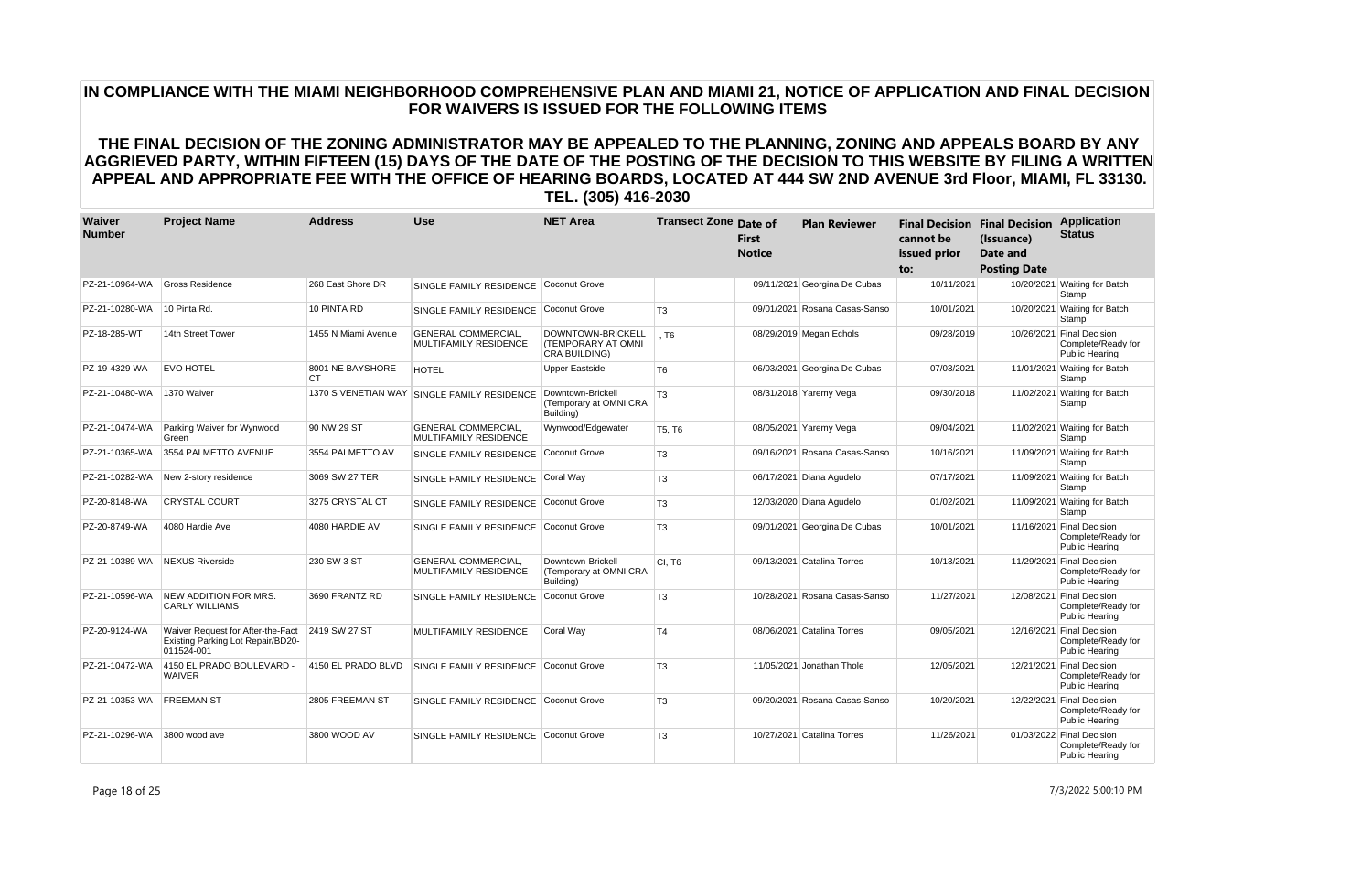# IN COMPLIANCE WITH THE MIAMI NEIGHBORHOOD COMPREHENSIVE PLAN AND MIAMI 21, NOTICE OF APPLICATION AND FINAL DECISION FOR WAIVERS IS ISSUED FOR THE FOLLOWING ITEMS

## THE FINAL DECISION OF THE ZONING ADMINISTRATOR MAY BE APPEALED TO THE PLANNING, ZONING AND APPEALS BOARD BY ANY AGGRIEVED PARTY, WITHIN FIFTEEN (15) DAYS OF THE DATE OF THE POSTING OF THE DECISION TO THIS WEBSITE BY FILING A WRITTEN APPEAL AND APPROPRIATE FEE WITH THE OFFICE OF HEARING BOARDS, LOCATED AT 444 SW 2ND AVENUE 3rd Floor, MIAMI, FL 33130. TEL. (305) 416-2030

| Waiver Number | Project Name | Address | Use | NET Area | Transect Zone | Date of First Notice | Plan Reviewer | Final Decision cannot be issued prior to: | Final Decision (Issuance) Date and Posting Date | Application Status |
|---|---|---|---|---|---|---|---|---|---|---|
| PZ-21-10964-WA | Gross Residence | 268 East Shore DR | SINGLE FAMILY RESIDENCE | Coconut Grove | | 09/11/2021 | Georgina De Cubas | 10/11/2021 | 10/20/2021 | Waiting for Batch Stamp |
| PZ-21-10280-WA | 10 Pinta Rd. | 10 PINTA RD | SINGLE FAMILY RESIDENCE | Coconut Grove | T3 | 09/01/2021 | Rosana Casas-Sanso | 10/01/2021 | 10/20/2021 | Waiting for Batch Stamp |
| PZ-18-285-WT | 14th Street Tower | 1455 N Miami Avenue | GENERAL COMMERCIAL, MULTIFAMILY RESIDENCE | DOWNTOWN-BRICKELL (TEMPORARY AT OMNI CRA BUILDING) | , T6 | 08/29/2019 | Megan Echols | 09/28/2019 | 10/26/2021 | Final Decision Complete/Ready for Public Hearing |
| PZ-19-4329-WA | EVO HOTEL | 8001 NE BAYSHORE CT | HOTEL | Upper Eastside | T6 | 06/03/2021 | Georgina De Cubas | 07/03/2021 | 11/01/2021 | Waiting for Batch Stamp |
| PZ-21-10480-WA | 1370 Waiver | 1370 S VENETIAN WAY | SINGLE FAMILY RESIDENCE | Downtown-Brickell (Temporary at OMNI CRA Building) | T3 | 08/31/2018 | Yaremy Vega | 09/30/2018 | 11/02/2021 | Waiting for Batch Stamp |
| PZ-21-10474-WA | Parking Waiver for Wynwood Green | 90 NW 29 ST | GENERAL COMMERCIAL, MULTIFAMILY RESIDENCE | Wynwood/Edgewater | T5, T6 | 08/05/2021 | Yaremy Vega | 09/04/2021 | 11/02/2021 | Waiting for Batch Stamp |
| PZ-21-10365-WA | 3554 PALMETTO AVENUE | 3554 PALMETTO AV | SINGLE FAMILY RESIDENCE | Coconut Grove | T3 | 09/16/2021 | Rosana Casas-Sanso | 10/16/2021 | 11/09/2021 | Waiting for Batch Stamp |
| PZ-21-10282-WA | New 2-story residence | 3069 SW 27 TER | SINGLE FAMILY RESIDENCE | Coral Way | T3 | 06/17/2021 | Diana Agudelo | 07/17/2021 | 11/09/2021 | Waiting for Batch Stamp |
| PZ-20-8148-WA | CRYSTAL COURT | 3275 CRYSTAL CT | SINGLE FAMILY RESIDENCE | Coconut Grove | T3 | 12/03/2020 | Diana Agudelo | 01/02/2021 | 11/09/2021 | Waiting for Batch Stamp |
| PZ-20-8749-WA | 4080 Hardie Ave | 4080 HARDIE AV | SINGLE FAMILY RESIDENCE | Coconut Grove | T3 | 09/01/2021 | Georgina De Cubas | 10/01/2021 | 11/16/2021 | Final Decision Complete/Ready for Public Hearing |
| PZ-21-10389-WA | NEXUS Riverside | 230 SW 3 ST | GENERAL COMMERCIAL, MULTIFAMILY RESIDENCE | Downtown-Brickell (Temporary at OMNI CRA Building) | CI, T6 | 09/13/2021 | Catalina Torres | 10/13/2021 | 11/29/2021 | Final Decision Complete/Ready for Public Hearing |
| PZ-21-10596-WA | NEW ADDITION FOR MRS. CARLY WILLIAMS | 3690 FRANTZ RD | SINGLE FAMILY RESIDENCE | Coconut Grove | T3 | 10/28/2021 | Rosana Casas-Sanso | 11/27/2021 | 12/08/2021 | Final Decision Complete/Ready for Public Hearing |
| PZ-20-9124-WA | Waiver Request for After-the-Fact Existing Parking Lot Repair/BD20-011524-001 | 2419 SW 27 ST | MULTIFAMILY RESIDENCE | Coral Way | T4 | 08/06/2021 | Catalina Torres | 09/05/2021 | 12/16/2021 | Final Decision Complete/Ready for Public Hearing |
| PZ-21-10472-WA | 4150 EL PRADO BOULEVARD - WAIVER | 4150 EL PRADO BLVD | SINGLE FAMILY RESIDENCE | Coconut Grove | T3 | 11/05/2021 | Jonathan Thole | 12/05/2021 | 12/21/2021 | Final Decision Complete/Ready for Public Hearing |
| PZ-21-10353-WA | FREEMAN ST | 2805 FREEMAN ST | SINGLE FAMILY RESIDENCE | Coconut Grove | T3 | 09/20/2021 | Rosana Casas-Sanso | 10/20/2021 | 12/22/2021 | Final Decision Complete/Ready for Public Hearing |
| PZ-21-10296-WA | 3800 wood ave | 3800 WOOD AV | SINGLE FAMILY RESIDENCE | Coconut Grove | T3 | 10/27/2021 | Catalina Torres | 11/26/2021 | 01/03/2022 | Final Decision Complete/Ready for Public Hearing |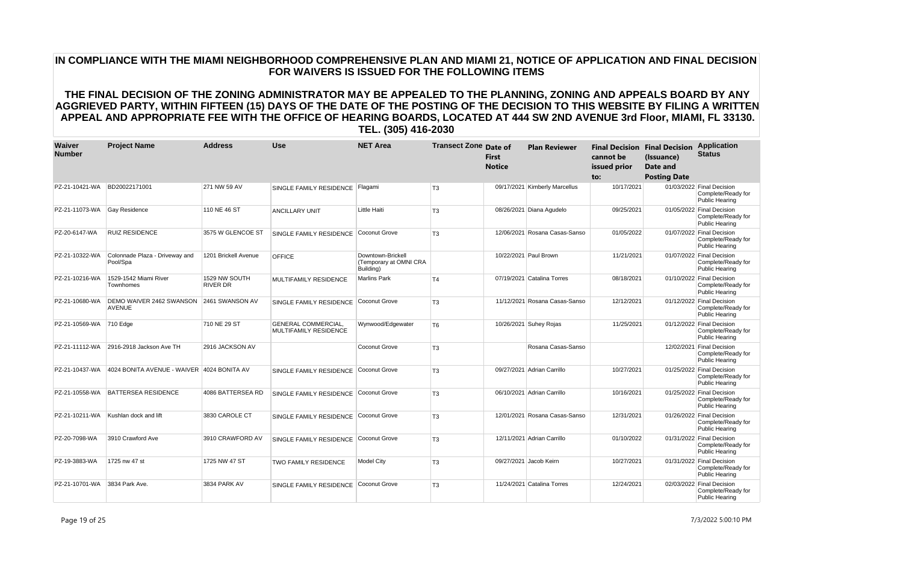**IN COMPLIANCE WITH THE MIAMI NEIGHBORHOOD COMPREHENSIVE PLAN AND MIAMI 21, NOTICE OF APPLICATION AND FINAL DECISION FOR WAIVERS IS ISSUED FOR THE FOLLOWING ITEMS**

**THE FINAL DECISION OF THE ZONING ADMINISTRATOR MAY BE APPEALED TO THE PLANNING, ZONING AND APPEALS BOARD BY ANY AGGRIEVED PARTY, WITHIN FIFTEEN (15) DAYS OF THE DATE OF THE POSTING OF THE DECISION TO THIS WEBSITE BY FILING A WRITTEN APPEAL AND APPROPRIATE FEE WITH THE OFFICE OF HEARING BOARDS, LOCATED AT 444 SW 2ND AVENUE 3rd Floor, MIAMI, FL 33130. TEL. (305) 416-2030**

| Waiver Number | Project Name | Address | Use | NET Area | Transect Zone | Date of First Notice | Plan Reviewer | Final Decision cannot be issued prior to: | Final Decision (Issuance) Date and Posting Date | Application Status |
|---|---|---|---|---|---|---|---|---|---|---|
| PZ-21-10421-WA | BD20022171001 | 271 NW 59 AV | SINGLE FAMILY RESIDENCE | Flagami | T3 | 09/17/2021 | Kimberly Marcellus | 10/17/2021 | 01/03/2022 | Final Decision Complete/Ready for Public Hearing |
| PZ-21-11073-WA | Gay Residence | 110 NE 46 ST | ANCILLARY UNIT | Little Haiti | T3 | 08/26/2021 | Diana Agudelo | 09/25/2021 | 01/05/2022 | Final Decision Complete/Ready for Public Hearing |
| PZ-20-6147-WA | RUIZ RESIDENCE | 3575 W GLENCOE ST | SINGLE FAMILY RESIDENCE | Coconut Grove | T3 | 12/06/2021 | Rosana Casas-Sanso | 01/05/2022 | 01/07/2022 | Final Decision Complete/Ready for Public Hearing |
| PZ-21-10322-WA | Colonnade Plaza - Driveway and Pool/Spa | 1201 Brickell Avenue | OFFICE | Downtown-Brickell (Temporary at OMNI CRA Building) | | 10/22/2021 | Paul Brown | 11/21/2021 | 01/07/2022 | Final Decision Complete/Ready for Public Hearing |
| PZ-21-10216-WA | 1529-1542 Miami River Townhomes | 1529 NW SOUTH RIVER DR | MULTIFAMILY RESIDENCE | Marlins Park | T4 | 07/19/2021 | Catalina Torres | 08/18/2021 | 01/10/2022 | Final Decision Complete/Ready for Public Hearing |
| PZ-21-10680-WA | DEMO WAIVER 2462 SWANSON AVENUE | 2461 SWANSON AV | SINGLE FAMILY RESIDENCE | Coconut Grove | T3 | 11/12/2021 | Rosana Casas-Sanso | 12/12/2021 | 01/12/2022 | Final Decision Complete/Ready for Public Hearing |
| PZ-21-10569-WA | 710 Edge | 710 NE 29 ST | GENERAL COMMERCIAL, MULTIFAMILY RESIDENCE | Wynwood/Edgewater | T6 | 10/26/2021 | Suhey Rojas | 11/25/2021 | 01/12/2022 | Final Decision Complete/Ready for Public Hearing |
| PZ-21-11112-WA | 2916-2918 Jackson Ave TH | 2916 JACKSON AV | | Coconut Grove | T3 | | Rosana Casas-Sanso | | 12/02/2021 | Final Decision Complete/Ready for Public Hearing |
| PZ-21-10437-WA | 4024 BONITA AVENUE - WAIVER | 4024 BONITA AV | SINGLE FAMILY RESIDENCE | Coconut Grove | T3 | 09/27/2021 | Adrian Carrillo | 10/27/2021 | 01/25/2022 | Final Decision Complete/Ready for Public Hearing |
| PZ-21-10558-WA | BATTERSEA RESIDENCE | 4086 BATTERSEA RD | SINGLE FAMILY RESIDENCE | Coconut Grove | T3 | 06/10/2021 | Adrian Carrillo | 10/16/2021 | 01/25/2022 | Final Decision Complete/Ready for Public Hearing |
| PZ-21-10211-WA | Kushlan dock and lift | 3830 CAROLE CT | SINGLE FAMILY RESIDENCE | Coconut Grove | T3 | 12/01/2021 | Rosana Casas-Sanso | 12/31/2021 | 01/26/2022 | Final Decision Complete/Ready for Public Hearing |
| PZ-20-7098-WA | 3910 Crawford Ave | 3910 CRAWFORD AV | SINGLE FAMILY RESIDENCE | Coconut Grove | T3 | 12/11/2021 | Adrian Carrillo | 01/10/2022 | 01/31/2022 | Final Decision Complete/Ready for Public Hearing |
| PZ-19-3883-WA | 1725 nw 47 st | 1725 NW 47 ST | TWO FAMILY RESIDENCE | Model City | T3 | 09/27/2021 | Jacob Keirn | 10/27/2021 | 01/31/2022 | Final Decision Complete/Ready for Public Hearing |
| PZ-21-10701-WA | 3834 Park Ave. | 3834 PARK AV | SINGLE FAMILY RESIDENCE | Coconut Grove | T3 | 11/24/2021 | Catalina Torres | 12/24/2021 | 02/03/2022 | Final Decision Complete/Ready for Public Hearing |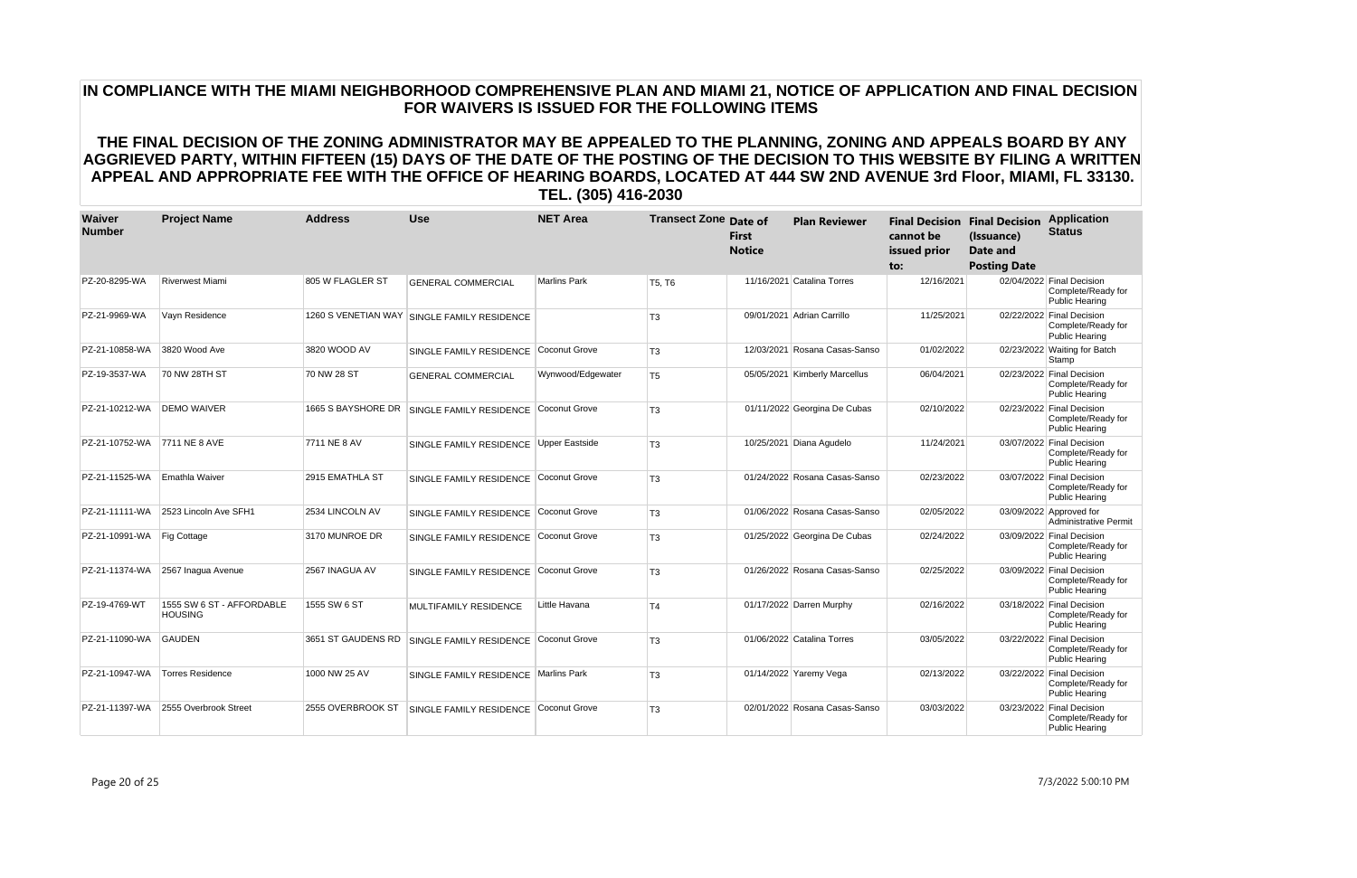# IN COMPLIANCE WITH THE MIAMI NEIGHBORHOOD COMPREHENSIVE PLAN AND MIAMI 21, NOTICE OF APPLICATION AND FINAL DECISION FOR WAIVERS IS ISSUED FOR THE FOLLOWING ITEMS

## THE FINAL DECISION OF THE ZONING ADMINISTRATOR MAY BE APPEALED TO THE PLANNING, ZONING AND APPEALS BOARD BY ANY AGGRIEVED PARTY, WITHIN FIFTEEN (15) DAYS OF THE DATE OF THE POSTING OF THE DECISION TO THIS WEBSITE BY FILING A WRITTEN APPEAL AND APPROPRIATE FEE WITH THE OFFICE OF HEARING BOARDS, LOCATED AT 444 SW 2ND AVENUE 3rd Floor, MIAMI, FL 33130. TEL. (305) 416-2030

| Waiver Number | Project Name | Address | Use | NET Area | Transect Zone | Date of First Notice | Plan Reviewer | Final Decision cannot be issued prior to: | Final Decision (Issuance) Date and Posting Date | Application Status |
|---|---|---|---|---|---|---|---|---|---|---|
| PZ-20-8295-WA | Riverwest Miami | 805 W FLAGLER ST | GENERAL COMMERCIAL | Marlins Park | T5, T6 | 11/16/2021 | Catalina Torres | 12/16/2021 | 02/04/2022 | Final Decision Complete/Ready for Public Hearing |
| PZ-21-9969-WA | Vayn Residence | 1260 S VENETIAN WAY | SINGLE FAMILY RESIDENCE | | T3 | 09/01/2021 | Adrian Carrillo | 11/25/2021 | 02/22/2022 | Final Decision Complete/Ready for Public Hearing |
| PZ-21-10858-WA | 3820 Wood Ave | 3820 WOOD AV | SINGLE FAMILY RESIDENCE | Coconut Grove | T3 | 12/03/2021 | Rosana Casas-Sanso | 01/02/2022 | 02/23/2022 | Waiting for Batch Stamp |
| PZ-19-3537-WA | 70 NW 28TH ST | 70 NW 28 ST | GENERAL COMMERCIAL | Wynwood/Edgewater | T5 | 05/05/2021 | Kimberly Marcellus | 06/04/2021 | 02/23/2022 | Final Decision Complete/Ready for Public Hearing |
| PZ-21-10212-WA | DEMO WAIVER | 1665 S BAYSHORE DR | SINGLE FAMILY RESIDENCE | Coconut Grove | T3 | 01/11/2022 | Georgina De Cubas | 02/10/2022 | 02/23/2022 | Final Decision Complete/Ready for Public Hearing |
| PZ-21-10752-WA | 7711 NE 8 AVE | 7711 NE 8 AV | SINGLE FAMILY RESIDENCE | Upper Eastside | T3 | 10/25/2021 | Diana Agudelo | 11/24/2021 | 03/07/2022 | Final Decision Complete/Ready for Public Hearing |
| PZ-21-11525-WA | Emathla Waiver | 2915 EMATHLA ST | SINGLE FAMILY RESIDENCE | Coconut Grove | T3 | 01/24/2022 | Rosana Casas-Sanso | 02/23/2022 | 03/07/2022 | Final Decision Complete/Ready for Public Hearing |
| PZ-21-11111-WA | 2523 Lincoln Ave SFH1 | 2534 LINCOLN AV | SINGLE FAMILY RESIDENCE | Coconut Grove | T3 | 01/06/2022 | Rosana Casas-Sanso | 02/05/2022 | 03/09/2022 | Approved for Administrative Permit |
| PZ-21-10991-WA | Fig Cottage | 3170 MUNROE DR | SINGLE FAMILY RESIDENCE | Coconut Grove | T3 | 01/25/2022 | Georgina De Cubas | 02/24/2022 | 03/09/2022 | Final Decision Complete/Ready for Public Hearing |
| PZ-21-11374-WA | 2567 Inagua Avenue | 2567 INAGUA AV | SINGLE FAMILY RESIDENCE | Coconut Grove | T3 | 01/26/2022 | Rosana Casas-Sanso | 02/25/2022 | 03/09/2022 | Final Decision Complete/Ready for Public Hearing |
| PZ-19-4769-WT | 1555 SW 6 ST - AFFORDABLE HOUSING | 1555 SW 6 ST | MULTIFAMILY RESIDENCE | Little Havana | T4 | 01/17/2022 | Darren Murphy | 02/16/2022 | 03/18/2022 | Final Decision Complete/Ready for Public Hearing |
| PZ-21-11090-WA | GAUDEN | 3651 ST GAUDENS RD | SINGLE FAMILY RESIDENCE | Coconut Grove | T3 | 01/06/2022 | Catalina Torres | 03/05/2022 | 03/22/2022 | Final Decision Complete/Ready for Public Hearing |
| PZ-21-10947-WA | Torres Residence | 1000 NW 25 AV | SINGLE FAMILY RESIDENCE | Marlins Park | T3 | 01/14/2022 | Yaremy Vega | 02/13/2022 | 03/22/2022 | Final Decision Complete/Ready for Public Hearing |
| PZ-21-11397-WA | 2555 Overbrook Street | 2555 OVERBROOK ST | SINGLE FAMILY RESIDENCE | Coconut Grove | T3 | 02/01/2022 | Rosana Casas-Sanso | 03/03/2022 | 03/23/2022 | Final Decision Complete/Ready for Public Hearing |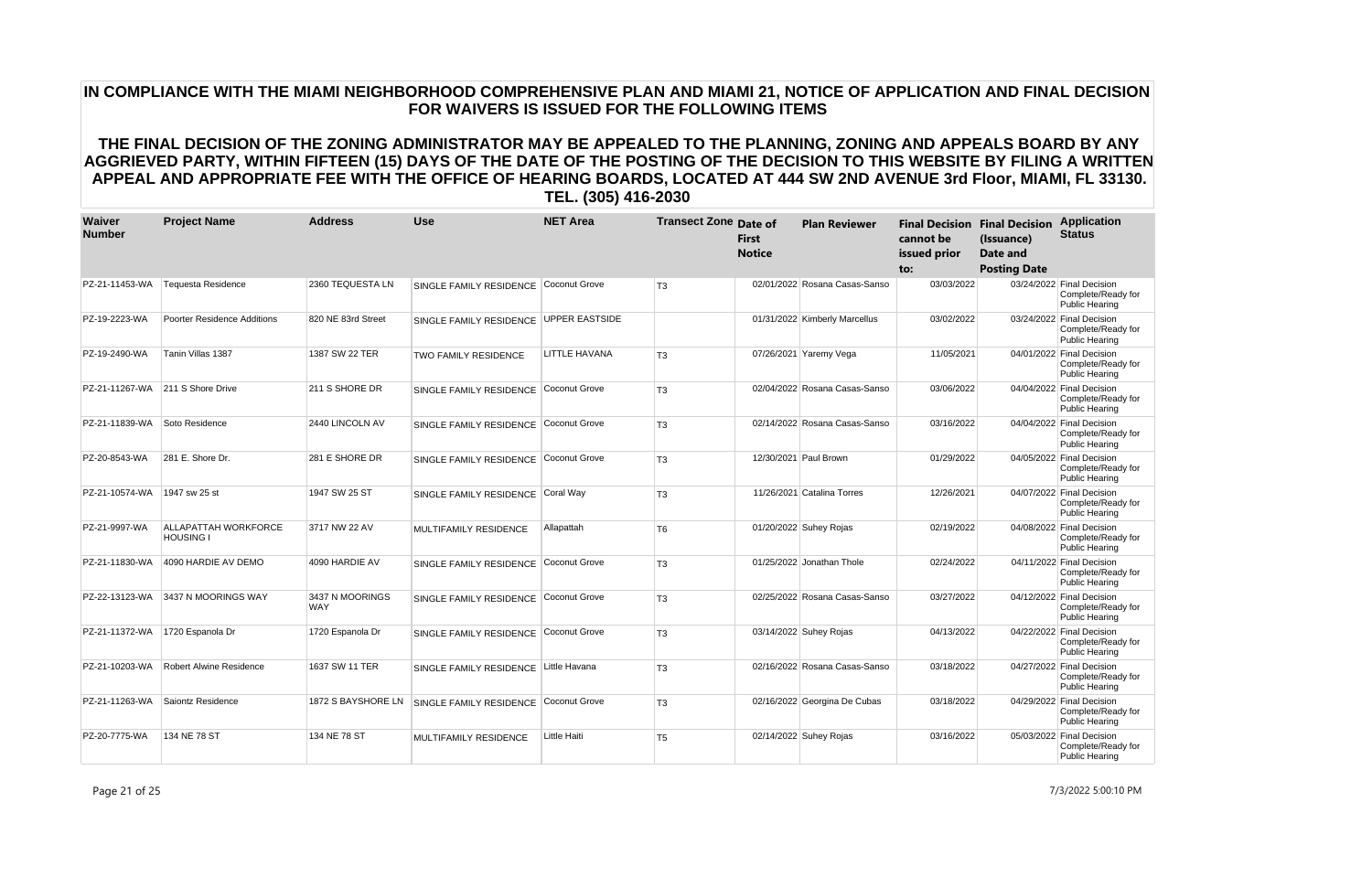## IN COMPLIANCE WITH THE MIAMI NEIGHBORHOOD COMPREHENSIVE PLAN AND MIAMI 21, NOTICE OF APPLICATION AND FINAL DECISION FOR WAIVERS IS ISSUED FOR THE FOLLOWING ITEMS

## THE FINAL DECISION OF THE ZONING ADMINISTRATOR MAY BE APPEALED TO THE PLANNING, ZONING AND APPEALS BOARD BY ANY AGGRIEVED PARTY, WITHIN FIFTEEN (15) DAYS OF THE DATE OF THE POSTING OF THE DECISION TO THIS WEBSITE BY FILING A WRITTEN APPEAL AND APPROPRIATE FEE WITH THE OFFICE OF HEARING BOARDS, LOCATED AT 444 SW 2ND AVENUE 3rd Floor, MIAMI, FL 33130. TEL. (305) 416-2030

| Waiver Number | Project Name | Address | Use | NET Area | Transect Zone | Date of First Notice | Plan Reviewer | Final Decision cannot be issued prior to: | Final Decision (Issuance) Date and Posting Date | Application Status |
|---|---|---|---|---|---|---|---|---|---|---|
| PZ-21-11453-WA | Tequesta Residence | 2360 TEQUESTA LN | SINGLE FAMILY RESIDENCE | Coconut Grove | T3 | 02/01/2022 | Rosana Casas-Sanso | 03/03/2022 | 03/24/2022 | Final Decision Complete/Ready for Public Hearing |
| PZ-19-2223-WA | Poorter Residence Additions | 820 NE 83rd Street | SINGLE FAMILY RESIDENCE | UPPER EASTSIDE | | 01/31/2022 | Kimberly Marcellus | 03/02/2022 | 03/24/2022 | Final Decision Complete/Ready for Public Hearing |
| PZ-19-2490-WA | Tanin Villas 1387 | 1387 SW 22 TER | TWO FAMILY RESIDENCE | LITTLE HAVANA | T3 | 07/26/2021 | Yaremy Vega | 11/05/2021 | 04/01/2022 | Final Decision Complete/Ready for Public Hearing |
| PZ-21-11267-WA | 211 S Shore Drive | 211 S SHORE DR | SINGLE FAMILY RESIDENCE | Coconut Grove | T3 | 02/04/2022 | Rosana Casas-Sanso | 03/06/2022 | 04/04/2022 | Final Decision Complete/Ready for Public Hearing |
| PZ-21-11839-WA | Soto Residence | 2440 LINCOLN AV | SINGLE FAMILY RESIDENCE | Coconut Grove | T3 | 02/14/2022 | Rosana Casas-Sanso | 03/16/2022 | 04/04/2022 | Final Decision Complete/Ready for Public Hearing |
| PZ-20-8543-WA | 281 E. Shore Dr. | 281 E SHORE DR | SINGLE FAMILY RESIDENCE | Coconut Grove | T3 | 12/30/2021 | Paul Brown | 01/29/2022 | 04/05/2022 | Final Decision Complete/Ready for Public Hearing |
| PZ-21-10574-WA | 1947 sw 25 st | 1947 SW 25 ST | SINGLE FAMILY RESIDENCE | Coral Way | T3 | 11/26/2021 | Catalina Torres | 12/26/2021 | 04/07/2022 | Final Decision Complete/Ready for Public Hearing |
| PZ-21-9997-WA | ALLAPATTAH WORKFORCE HOUSING I | 3717 NW 22 AV | MULTIFAMILY RESIDENCE | Allapattah | T6 | 01/20/2022 | Suhey Rojas | 02/19/2022 | 04/08/2022 | Final Decision Complete/Ready for Public Hearing |
| PZ-21-11830-WA | 4090 HARDIE AV DEMO | 4090 HARDIE AV | SINGLE FAMILY RESIDENCE | Coconut Grove | T3 | 01/25/2022 | Jonathan Thole | 02/24/2022 | 04/11/2022 | Final Decision Complete/Ready for Public Hearing |
| PZ-22-13123-WA | 3437 N MOORINGS WAY | 3437 N MOORINGS WAY | SINGLE FAMILY RESIDENCE | Coconut Grove | T3 | 02/25/2022 | Rosana Casas-Sanso | 03/27/2022 | 04/12/2022 | Final Decision Complete/Ready for Public Hearing |
| PZ-21-11372-WA | 1720 Espanola Dr | 1720 Espanola Dr | SINGLE FAMILY RESIDENCE | Coconut Grove | T3 | 03/14/2022 | Suhey Rojas | 04/13/2022 | 04/22/2022 | Final Decision Complete/Ready for Public Hearing |
| PZ-21-10203-WA | Robert Alwine Residence | 1637 SW 11 TER | SINGLE FAMILY RESIDENCE | Little Havana | T3 | 02/16/2022 | Rosana Casas-Sanso | 03/18/2022 | 04/27/2022 | Final Decision Complete/Ready for Public Hearing |
| PZ-21-11263-WA | Saiontz Residence | 1872 S BAYSHORE LN | SINGLE FAMILY RESIDENCE | Coconut Grove | T3 | 02/16/2022 | Georgina De Cubas | 03/18/2022 | 04/29/2022 | Final Decision Complete/Ready for Public Hearing |
| PZ-20-7775-WA | 134 NE 78 ST | 134 NE 78 ST | MULTIFAMILY RESIDENCE | Little Haiti | T5 | 02/14/2022 | Suhey Rojas | 03/16/2022 | 05/03/2022 | Final Decision Complete/Ready for Public Hearing |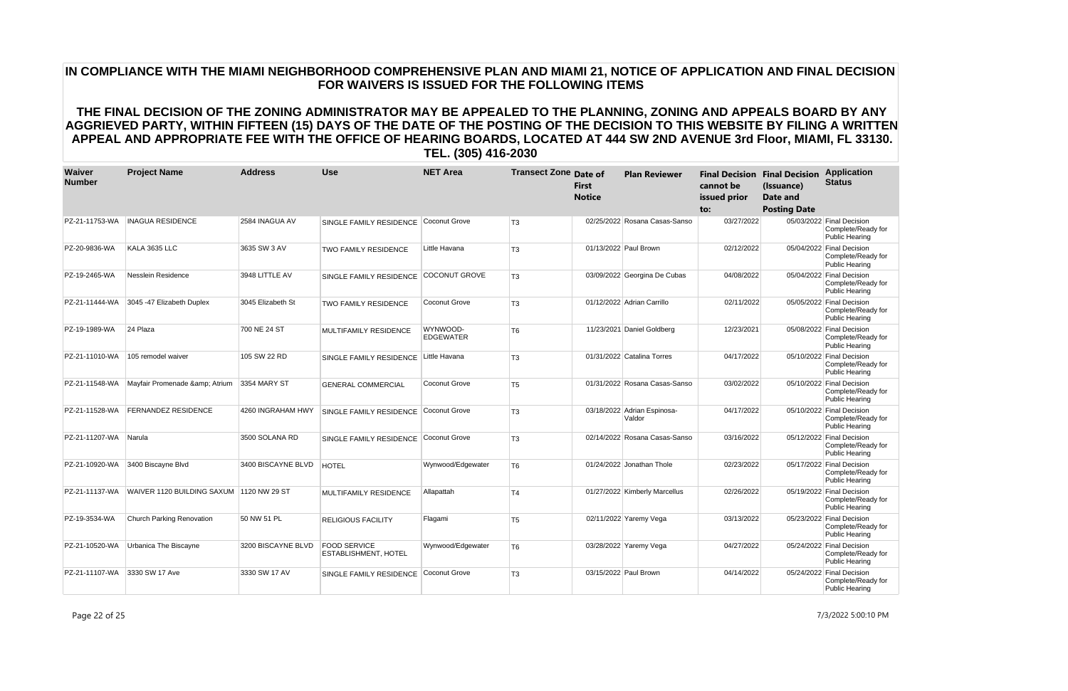## IN COMPLIANCE WITH THE MIAMI NEIGHBORHOOD COMPREHENSIVE PLAN AND MIAMI 21, NOTICE OF APPLICATION AND FINAL DECISION FOR WAIVERS IS ISSUED FOR THE FOLLOWING ITEMS

## THE FINAL DECISION OF THE ZONING ADMINISTRATOR MAY BE APPEALED TO THE PLANNING, ZONING AND APPEALS BOARD BY ANY AGGRIEVED PARTY, WITHIN FIFTEEN (15) DAYS OF THE DATE OF THE POSTING OF THE DECISION TO THIS WEBSITE BY FILING A WRITTEN APPEAL AND APPROPRIATE FEE WITH THE OFFICE OF HEARING BOARDS, LOCATED AT 444 SW 2ND AVENUE 3rd Floor, MIAMI, FL 33130. TEL. (305) 416-2030

| Waiver Number | Project Name | Address | Use | NET Area | Transect Zone | Date of First Notice | Plan Reviewer | Final Decision cannot be issued prior to: | Final Decision (Issuance) Date and Posting Date | Application Status |
|---|---|---|---|---|---|---|---|---|---|---|
| PZ-21-11753-WA | INAGUA RESIDENCE | 2584 INAGUA AV | SINGLE FAMILY RESIDENCE | Coconut Grove | T3 | 02/25/2022 | Rosana Casas-Sanso | 03/27/2022 | 05/03/2022 | Final Decision Complete/Ready for Public Hearing |
| PZ-20-9836-WA | KALA 3635 LLC | 3635 SW 3 AV | TWO FAMILY RESIDENCE | Little Havana | T3 | 01/13/2022 | Paul Brown | 02/12/2022 | 05/04/2022 | Final Decision Complete/Ready for Public Hearing |
| PZ-19-2465-WA | Nesslein Residence | 3948 LITTLE AV | SINGLE FAMILY RESIDENCE | COCONUT GROVE | T3 | 03/09/2022 | Georgina De Cubas | 04/08/2022 | 05/04/2022 | Final Decision Complete/Ready for Public Hearing |
| PZ-21-11444-WA | 3045 -47 Elizabeth Duplex | 3045 Elizabeth St | TWO FAMILY RESIDENCE | Coconut Grove | T3 | 01/12/2022 | Adrian Carrillo | 02/11/2022 | 05/05/2022 | Final Decision Complete/Ready for Public Hearing |
| PZ-19-1989-WA | 24 Plaza | 700 NE 24 ST | MULTIFAMILY RESIDENCE | WYNWOOD-EDGEWATER | T6 | 11/23/2021 | Daniel Goldberg | 12/23/2021 | 05/08/2022 | Final Decision Complete/Ready for Public Hearing |
| PZ-21-11010-WA | 105 remodel waiver | 105 SW 22 RD | SINGLE FAMILY RESIDENCE | Little Havana | T3 | 01/31/2022 | Catalina Torres | 04/17/2022 | 05/10/2022 | Final Decision Complete/Ready for Public Hearing |
| PZ-21-11548-WA | Mayfair Promenade &amp; Atrium | 3354 MARY ST | GENERAL COMMERCIAL | Coconut Grove | T5 | 01/31/2022 | Rosana Casas-Sanso | 03/02/2022 | 05/10/2022 | Final Decision Complete/Ready for Public Hearing |
| PZ-21-11528-WA | FERNANDEZ RESIDENCE | 4260 INGRAHAM HWY | SINGLE FAMILY RESIDENCE | Coconut Grove | T3 | 03/18/2022 | Adrian Espinosa-Valdor | 04/17/2022 | 05/10/2022 | Final Decision Complete/Ready for Public Hearing |
| PZ-21-11207-WA | Narula | 3500 SOLANA RD | SINGLE FAMILY RESIDENCE | Coconut Grove | T3 | 02/14/2022 | Rosana Casas-Sanso | 03/16/2022 | 05/12/2022 | Final Decision Complete/Ready for Public Hearing |
| PZ-21-10920-WA | 3400 Biscayne Blvd | 3400 BISCAYNE BLVD | HOTEL | Wynwood/Edgewater | T6 | 01/24/2022 | Jonathan Thole | 02/23/2022 | 05/17/2022 | Final Decision Complete/Ready for Public Hearing |
| PZ-21-11137-WA | WAIVER 1120 BUILDING SAXUM | 1120 NW 29 ST | MULTIFAMILY RESIDENCE | Allapattah | T4 | 01/27/2022 | Kimberly Marcellus | 02/26/2022 | 05/19/2022 | Final Decision Complete/Ready for Public Hearing |
| PZ-19-3534-WA | Church Parking Renovation | 50 NW 51 PL | RELIGIOUS FACILITY | Flagami | T5 | 02/11/2022 | Yaremy Vega | 03/13/2022 | 05/23/2022 | Final Decision Complete/Ready for Public Hearing |
| PZ-21-10520-WA | Urbanica The Biscayne | 3200 BISCAYNE BLVD | FOOD SERVICE ESTABLISHMENT, HOTEL | Wynwood/Edgewater | T6 | 03/28/2022 | Yaremy Vega | 04/27/2022 | 05/24/2022 | Final Decision Complete/Ready for Public Hearing |
| PZ-21-11107-WA | 3330 SW 17 Ave | 3330 SW 17 AV | SINGLE FAMILY RESIDENCE | Coconut Grove | T3 | 03/15/2022 | Paul Brown | 04/14/2022 | 05/24/2022 | Final Decision Complete/Ready for Public Hearing |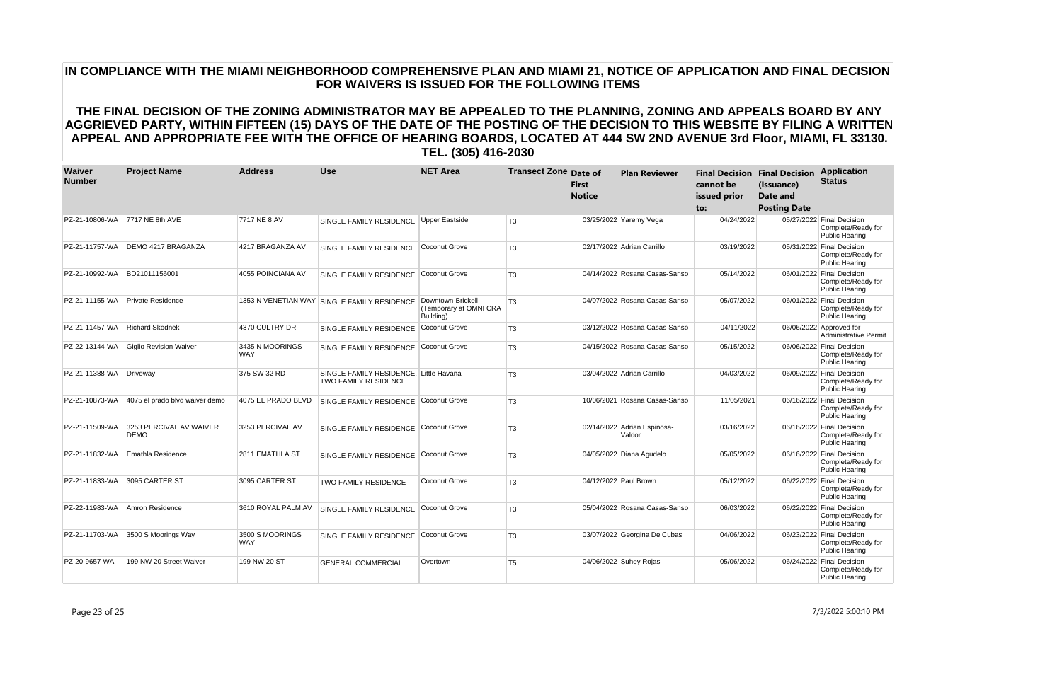## IN COMPLIANCE WITH THE MIAMI NEIGHBORHOOD COMPREHENSIVE PLAN AND MIAMI 21, NOTICE OF APPLICATION AND FINAL DECISION FOR WAIVERS IS ISSUED FOR THE FOLLOWING ITEMS

## THE FINAL DECISION OF THE ZONING ADMINISTRATOR MAY BE APPEALED TO THE PLANNING, ZONING AND APPEALS BOARD BY ANY AGGRIEVED PARTY, WITHIN FIFTEEN (15) DAYS OF THE DATE OF THE POSTING OF THE DECISION TO THIS WEBSITE BY FILING A WRITTEN APPEAL AND APPROPRIATE FEE WITH THE OFFICE OF HEARING BOARDS, LOCATED AT 444 SW 2ND AVENUE 3rd Floor, MIAMI, FL 33130. TEL. (305) 416-2030

| Waiver Number | Project Name | Address | Use | NET Area | Transect Zone | Date of First Notice | Plan Reviewer | Final Decision cannot be issued prior to: | Final Decision (Issuance) Date and Posting Date | Application Status |
|---|---|---|---|---|---|---|---|---|---|---|
| PZ-21-10806-WA | 7717 NE 8th AVE | 7717 NE 8 AV | SINGLE FAMILY RESIDENCE | Upper Eastside | T3 | 03/25/2022 | Yaremy Vega | 04/24/2022 | 05/27/2022 | Final Decision Complete/Ready for Public Hearing |
| PZ-21-11757-WA | DEMO 4217 BRAGANZA | 4217 BRAGANZA AV | SINGLE FAMILY RESIDENCE | Coconut Grove | T3 | 02/17/2022 | Adrian Carrillo | 03/19/2022 | 05/31/2022 | Final Decision Complete/Ready for Public Hearing |
| PZ-21-10992-WA | BD21011156001 | 4055 POINCIANA AV | SINGLE FAMILY RESIDENCE | Coconut Grove | T3 | 04/14/2022 | Rosana Casas-Sanso | 05/14/2022 | 06/01/2022 | Final Decision Complete/Ready for Public Hearing |
| PZ-21-11155-WA | Private Residence | 1353 N VENETIAN WAY | SINGLE FAMILY RESIDENCE | Downtown-Brickell (Temporary at OMNI CRA Building) | T3 | 04/07/2022 | Rosana Casas-Sanso | 05/07/2022 | 06/01/2022 | Final Decision Complete/Ready for Public Hearing |
| PZ-21-11457-WA | Richard Skodnek | 4370 CULTRY DR | SINGLE FAMILY RESIDENCE | Coconut Grove | T3 | 03/12/2022 | Rosana Casas-Sanso | 04/11/2022 | 06/06/2022 | Approved for Administrative Permit |
| PZ-22-13144-WA | Giglio Revision Waiver | 3435 N MOORINGS WAY | SINGLE FAMILY RESIDENCE | Coconut Grove | T3 | 04/15/2022 | Rosana Casas-Sanso | 05/15/2022 | 06/06/2022 | Final Decision Complete/Ready for Public Hearing |
| PZ-21-11388-WA | Driveway | 375 SW 32 RD | SINGLE FAMILY RESIDENCE, TWO FAMILY RESIDENCE | Little Havana | T3 | 03/04/2022 | Adrian Carrillo | 04/03/2022 | 06/09/2022 | Final Decision Complete/Ready for Public Hearing |
| PZ-21-10873-WA | 4075 el prado blvd waiver demo | 4075 EL PRADO BLVD | SINGLE FAMILY RESIDENCE | Coconut Grove | T3 | 10/06/2021 | Rosana Casas-Sanso | 11/05/2021 | 06/16/2022 | Final Decision Complete/Ready for Public Hearing |
| PZ-21-11509-WA | 3253 PERCIVAL AV WAIVER DEMO | 3253 PERCIVAL AV | SINGLE FAMILY RESIDENCE | Coconut Grove | T3 | 02/14/2022 | Adrian Espinosa-Valdor | 03/16/2022 | 06/16/2022 | Final Decision Complete/Ready for Public Hearing |
| PZ-21-11832-WA | Emathla Residence | 2811 EMATHLA ST | SINGLE FAMILY RESIDENCE | Coconut Grove | T3 | 04/05/2022 | Diana Agudelo | 05/05/2022 | 06/16/2022 | Final Decision Complete/Ready for Public Hearing |
| PZ-21-11833-WA | 3095 CARTER ST | 3095 CARTER ST | TWO FAMILY RESIDENCE | Coconut Grove | T3 | 04/12/2022 | Paul Brown | 05/12/2022 | 06/22/2022 | Final Decision Complete/Ready for Public Hearing |
| PZ-22-11983-WA | Amron Residence | 3610 ROYAL PALM AV | SINGLE FAMILY RESIDENCE | Coconut Grove | T3 | 05/04/2022 | Rosana Casas-Sanso | 06/03/2022 | 06/22/2022 | Final Decision Complete/Ready for Public Hearing |
| PZ-21-11703-WA | 3500 S Moorings Way | 3500 S MOORINGS WAY | SINGLE FAMILY RESIDENCE | Coconut Grove | T3 | 03/07/2022 | Georgina De Cubas | 04/06/2022 | 06/23/2022 | Final Decision Complete/Ready for Public Hearing |
| PZ-20-9657-WA | 199 NW 20 Street Waiver | 199 NW 20 ST | GENERAL COMMERCIAL | Overtown | T5 | 04/06/2022 | Suhey Rojas | 05/06/2022 | 06/24/2022 | Final Decision Complete/Ready for Public Hearing |

7/3/2022 5:00:10 PM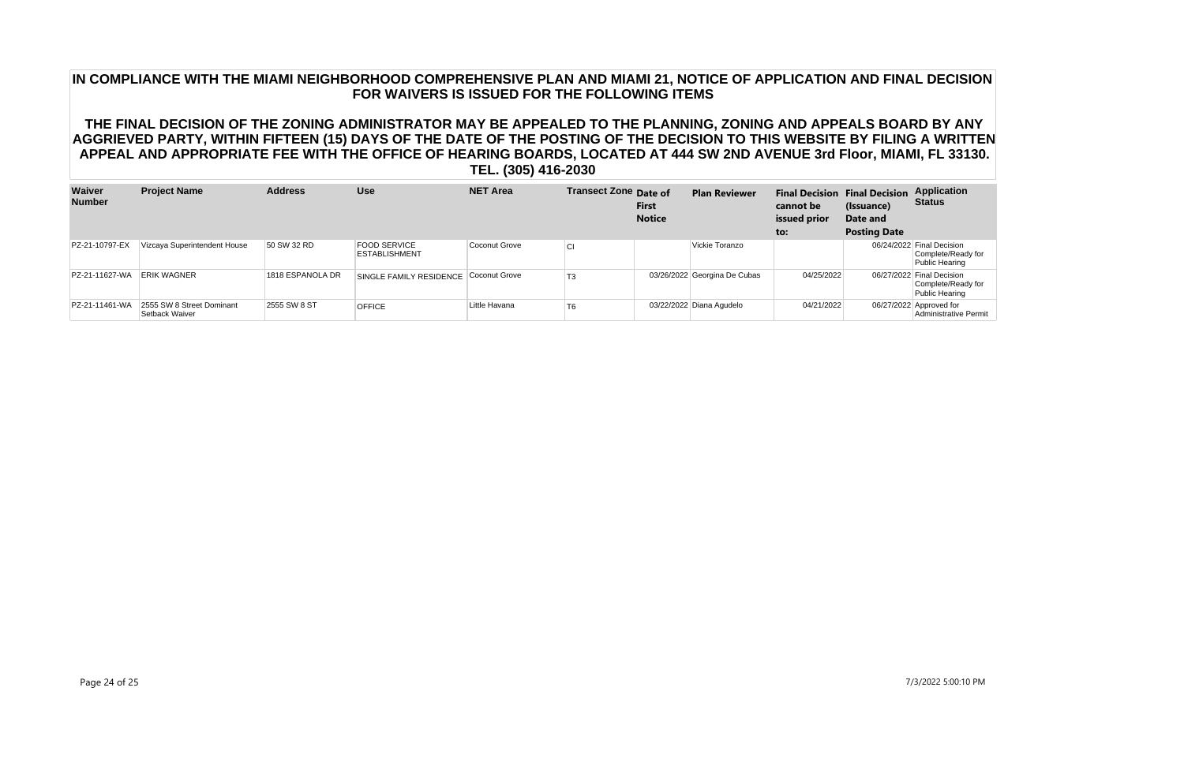## IN COMPLIANCE WITH THE MIAMI NEIGHBORHOOD COMPREHENSIVE PLAN AND MIAMI 21, NOTICE OF APPLICATION AND FINAL DECISION FOR WAIVERS IS ISSUED FOR THE FOLLOWING ITEMS

## THE FINAL DECISION OF THE ZONING ADMINISTRATOR MAY BE APPEALED TO THE PLANNING, ZONING AND APPEALS BOARD BY ANY AGGRIEVED PARTY, WITHIN FIFTEEN (15) DAYS OF THE DATE OF THE POSTING OF THE DECISION TO THIS WEBSITE BY FILING A WRITTEN APPEAL AND APPROPRIATE FEE WITH THE OFFICE OF HEARING BOARDS, LOCATED AT 444 SW 2ND AVENUE 3rd Floor, MIAMI, FL 33130. TEL. (305) 416-2030

| Waiver Number | Project Name | Address | Use | NET Area | Transect Zone | Date of First Notice | Plan Reviewer | Final Decision cannot be issued prior to: | Final Decision (Issuance) Date and Posting Date | Application Status |
|---|---|---|---|---|---|---|---|---|---|---|
| PZ-21-10797-EX | Vizcaya Superintendent House | 50 SW 32 RD | FOOD SERVICE ESTABLISHMENT | Coconut Grove | CI | | Vickie Toranzo | | 06/24/2022 | Final Decision Complete/Ready for Public Hearing |
| PZ-21-11627-WA | ERIK WAGNER | 1818 ESPANOLA DR | SINGLE FAMILY RESIDENCE | Coconut Grove | T3 | 03/26/2022 | Georgina De Cubas | 04/25/2022 | 06/27/2022 | Final Decision Complete/Ready for Public Hearing |
| PZ-21-11461-WA | 2555 SW 8 Street Dominant Setback Waiver | 2555 SW 8 ST | OFFICE | Little Havana | T6 | 03/22/2022 | Diana Agudelo | 04/21/2022 | 06/27/2022 | Approved for Administrative Permit |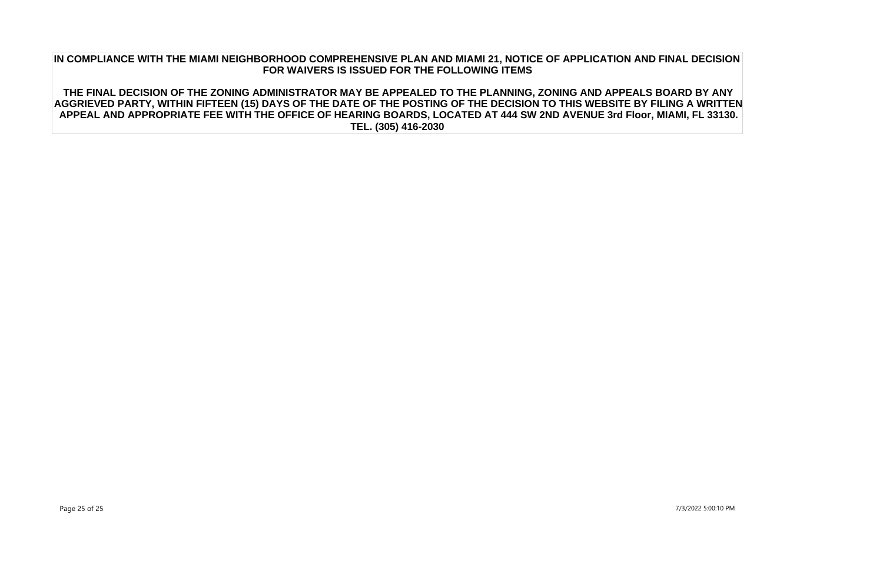**IN COMPLIANCE WITH THE MIAMI NEIGHBORHOOD COMPREHENSIVE PLAN AND MIAMI 21, NOTICE OF APPLICATION AND FINAL DECISION FOR WAIVERS IS ISSUED FOR THE FOLLOWING ITEMS**

**THE FINAL DECISION OF THE ZONING ADMINISTRATOR MAY BE APPEALED TO THE PLANNING, ZONING AND APPEALS BOARD BY ANY AGGRIEVED PARTY, WITHIN FIFTEEN (15) DAYS OF THE DATE OF THE POSTING OF THE DECISION TO THIS WEBSITE BY FILING A WRITTEN APPEAL AND APPROPRIATE FEE WITH THE OFFICE OF HEARING BOARDS, LOCATED AT 444 SW 2ND AVENUE 3rd Floor, MIAMI, FL 33130. TEL. (305) 416-2030**